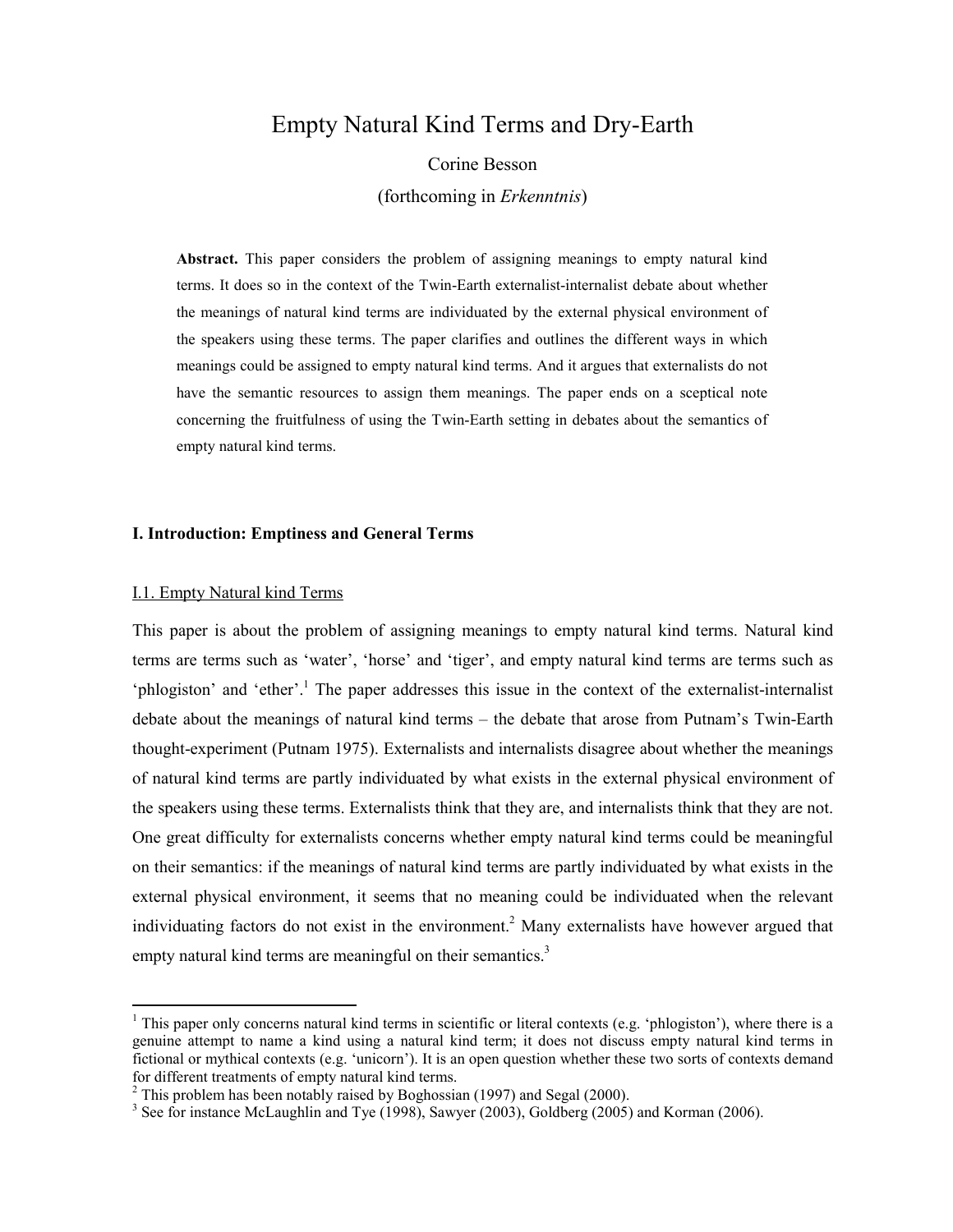# Empty Natural Kind Terms and Dry-Earth

Corine Besson

(forthcoming in *Erkenntnis*)

**Abstract.** This paper considers the problem of assigning meanings to empty natural kind terms. It does so in the context of the Twin-Earth externalist-internalist debate about whether the meanings of natural kind terms are individuated by the external physical environment of the speakers using these terms. The paper clarifies and outlines the different ways in which meanings could be assigned to empty natural kind terms. And it argues that externalists do not have the semantic resources to assign them meanings. The paper ends on a sceptical note concerning the fruitfulness of using the Twin-Earth setting in debates about the semantics of empty natural kind terms.

## I. Introduction: Emptiness and General Terms

### I.1. Empty Natural kind Terms

This paper is about the problem of assigning meanings to empty natural kind terms. Natural kind terms are terms such as 'water', 'horse' and 'tiger', and empty natural kind terms are terms such as 'phlogiston' and 'ether'.[1] The paper addresses this issue in the context of the externalist-internalist debate about the meanings of natural kind terms – the debate that arose from Putnam's Twin-Earth thought-experiment (Putnam 1975). Externalists and internalists disagree about whether the meanings of natural kind terms are partly individuated by what exists in the external physical environment of the speakers using these terms. Externalists think that they are, and internalists think that they are not. One great difficulty for externalists concerns whether empty natural kind terms could be meaningful on their semantics: if the meanings of natural kind terms are partly individuated by what exists in the external physical environment, it seems that no meaning could be individuated when the relevant individuating factors do not exist in the environment.[2] Many externalists have however argued that empty natural kind terms are meaningful on their semantics.[3]

---

[1] This paper only concerns natural kind terms in scientific or literal contexts (e.g. 'phlogiston'), where there is a genuine attempt to name a kind using a natural kind term; it does not discuss empty natural kind terms in fictional or mythical contexts (e.g. 'unicorn'). It is an open question whether these two sorts of contexts demand for different treatments of empty natural kind terms.

[2] This problem has been notably raised by Boghossian (1997) and Segal (2000).

[3] See for instance McLaughlin and Tye (1998), Sawyer (2003), Goldberg (2005) and Korman (2006).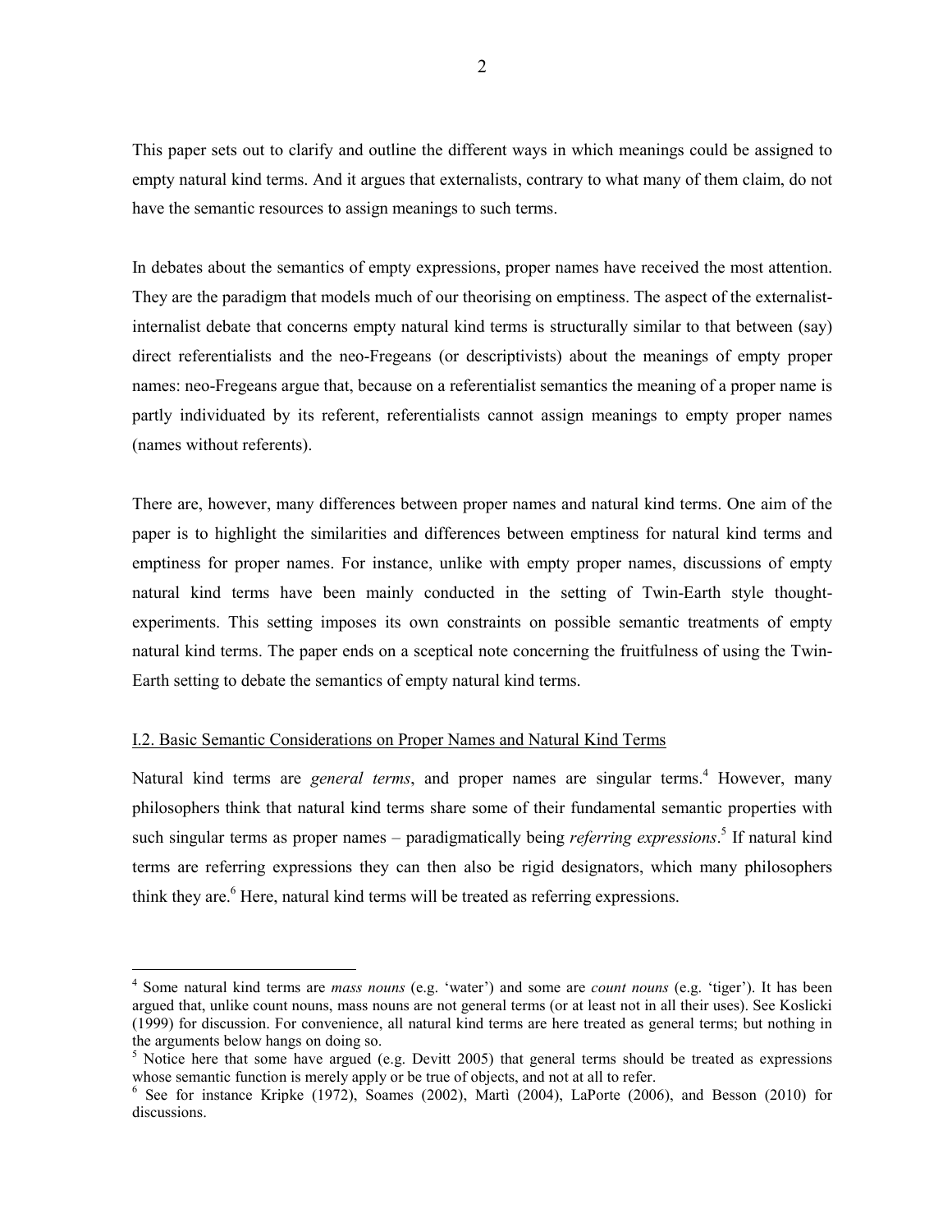This paper sets out to clarify and outline the different ways in which meanings could be assigned to empty natural kind terms. And it argues that externalists, contrary to what many of them claim, do not have the semantic resources to assign meanings to such terms.

In debates about the semantics of empty expressions, proper names have received the most attention. They are the paradigm that models much of our theorising on emptiness. The aspect of the externalist-internalist debate that concerns empty natural kind terms is structurally similar to that between (say) direct referentialists and the neo-Fregeans (or descriptivists) about the meanings of empty proper names: neo-Fregeans argue that, because on a referentialist semantics the meaning of a proper name is partly individuated by its referent, referentialists cannot assign meanings to empty proper names (names without referents).

There are, however, many differences between proper names and natural kind terms. One aim of the paper is to highlight the similarities and differences between emptiness for natural kind terms and emptiness for proper names. For instance, unlike with empty proper names, discussions of empty natural kind terms have been mainly conducted in the setting of Twin-Earth style thought-experiments. This setting imposes its own constraints on possible semantic treatments of empty natural kind terms. The paper ends on a sceptical note concerning the fruitfulness of using the Twin-Earth setting to debate the semantics of empty natural kind terms.

### I.2. Basic Semantic Considerations on Proper Names and Natural Kind Terms

Natural kind terms are *general terms*, and proper names are singular terms.[4] However, many philosophers think that natural kind terms share some of their fundamental semantic properties with such singular terms as proper names – paradigmatically being *referring expressions*.[5] If natural kind terms are referring expressions they can then also be rigid designators, which many philosophers think they are.[6] Here, natural kind terms will be treated as referring expressions.

---

[4] Some natural kind terms are *mass nouns* (e.g. 'water') and some are *count nouns* (e.g. 'tiger'). It has been argued that, unlike count nouns, mass nouns are not general terms (or at least not in all their uses). See Koslicki (1999) for discussion. For convenience, all natural kind terms are here treated as general terms; but nothing in the arguments below hangs on doing so.

[5] Notice here that some have argued (e.g. Devitt 2005) that general terms should be treated as expressions whose semantic function is merely apply or be true of objects, and not at all to refer.

[6] See for instance Kripke (1972), Soames (2002), Martì (2004), LaPorte (2006), and Besson (2010) for discussions.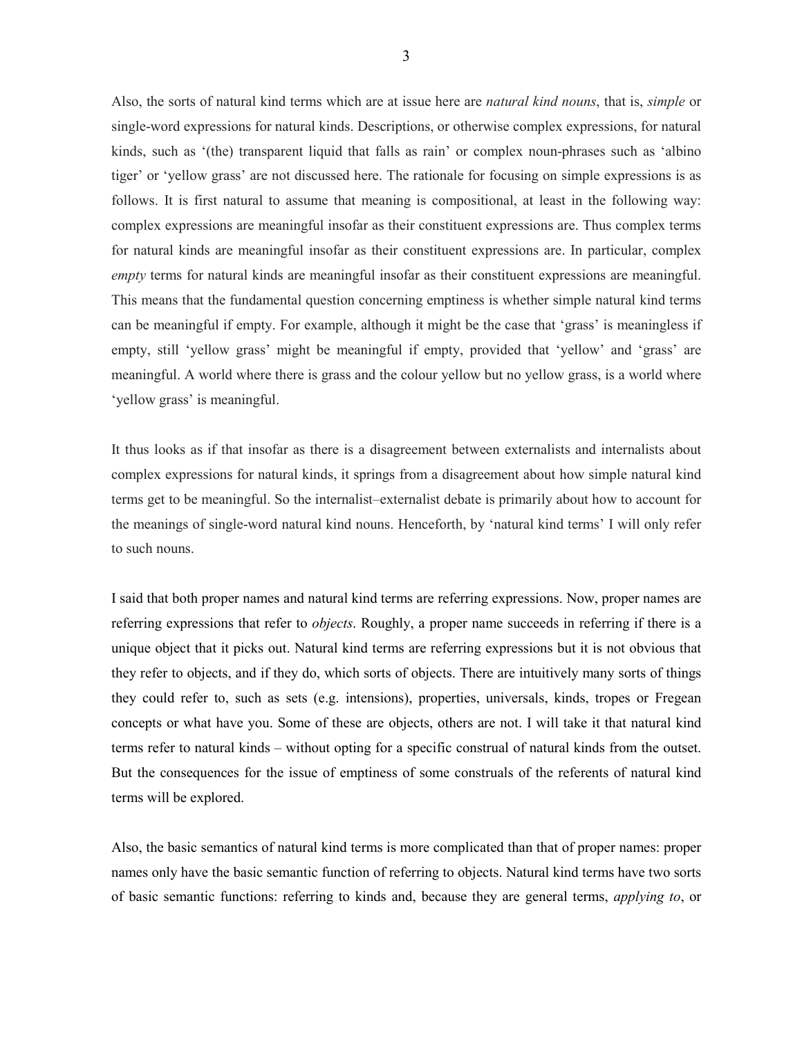Also, the sorts of natural kind terms which are at issue here are *natural kind nouns*, that is, *simple* or single-word expressions for natural kinds. Descriptions, or otherwise complex expressions, for natural kinds, such as '(the) transparent liquid that falls as rain' or complex noun-phrases such as 'albino tiger' or 'yellow grass' are not discussed here. The rationale for focusing on simple expressions is as follows. It is first natural to assume that meaning is compositional, at least in the following way: complex expressions are meaningful insofar as their constituent expressions are. Thus complex terms for natural kinds are meaningful insofar as their constituent expressions are. In particular, complex *empty* terms for natural kinds are meaningful insofar as their constituent expressions are meaningful. This means that the fundamental question concerning emptiness is whether simple natural kind terms can be meaningful if empty. For example, although it might be the case that 'grass' is meaningless if empty, still 'yellow grass' might be meaningful if empty, provided that 'yellow' and 'grass' are meaningful. A world where there is grass and the colour yellow but no yellow grass, is a world where 'yellow grass' is meaningful.

It thus looks as if that insofar as there is a disagreement between externalists and internalists about complex expressions for natural kinds, it springs from a disagreement about how simple natural kind terms get to be meaningful. So the internalist–externalist debate is primarily about how to account for the meanings of single-word natural kind nouns. Henceforth, by 'natural kind terms' I will only refer to such nouns.

I said that both proper names and natural kind terms are referring expressions. Now, proper names are referring expressions that refer to *objects*. Roughly, a proper name succeeds in referring if there is a unique object that it picks out. Natural kind terms are referring expressions but it is not obvious that they refer to objects, and if they do, which sorts of objects. There are intuitively many sorts of things they could refer to, such as sets (e.g. intensions), properties, universals, kinds, tropes or Fregean concepts or what have you. Some of these are objects, others are not. I will take it that natural kind terms refer to natural kinds – without opting for a specific construal of natural kinds from the outset. But the consequences for the issue of emptiness of some construals of the referents of natural kind terms will be explored.

Also, the basic semantics of natural kind terms is more complicated than that of proper names: proper names only have the basic semantic function of referring to objects. Natural kind terms have two sorts of basic semantic functions: referring to kinds and, because they are general terms, *applying to*, or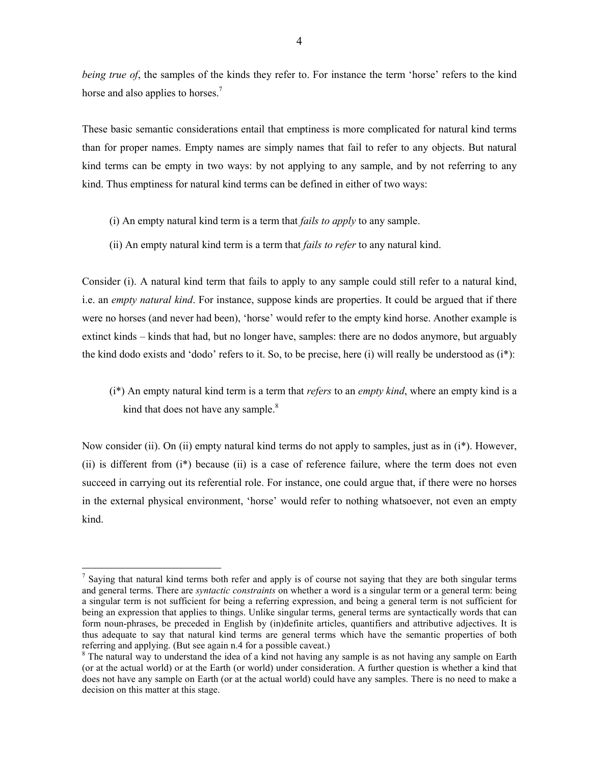*being true of*, the samples of the kinds they refer to. For instance the term 'horse' refers to the kind horse and also applies to horses.[7]

These basic semantic considerations entail that emptiness is more complicated for natural kind terms than for proper names. Empty names are simply names that fail to refer to any objects. But natural kind terms can be empty in two ways: by not applying to any sample, and by not referring to any kind. Thus emptiness for natural kind terms can be defined in either of two ways:

(i) An empty natural kind term is a term that *fails to apply* to any sample.

(ii) An empty natural kind term is a term that *fails to refer* to any natural kind.

Consider (i). A natural kind term that fails to apply to any sample could still refer to a natural kind, i.e. an *empty natural kind*. For instance, suppose kinds are properties. It could be argued that if there were no horses (and never had been), 'horse' would refer to the empty kind horse. Another example is extinct kinds – kinds that had, but no longer have, samples: there are no dodos anymore, but arguably the kind dodo exists and 'dodo' refers to it. So, to be precise, here (i) will really be understood as (i*):

(i*) An empty natural kind term is a term that *refers* to an *empty kind*, where an empty kind is a kind that does not have any sample.[8]

Now consider (ii). On (ii) empty natural kind terms do not apply to samples, just as in (i*). However, (ii) is different from (i*) because (ii) is a case of reference failure, where the term does not even succeed in carrying out its referential role. For instance, one could argue that, if there were no horses in the external physical environment, 'horse' would refer to nothing whatsoever, not even an empty kind.

---

[7] Saying that natural kind terms both refer and apply is of course not saying that they are both singular terms and general terms. There are *syntactic constraints* on whether a word is a singular term or a general term: being a singular term is not sufficient for being a referring expression, and being a general term is not sufficient for being an expression that applies to things. Unlike singular terms, general terms are syntactically words that can form noun-phrases, be preceded in English by (in)definite articles, quantifiers and attributive adjectives. It is thus adequate to say that natural kind terms are general terms which have the semantic properties of both referring and applying. (But see again n.4 for a possible caveat.)

[8] The natural way to understand the idea of a kind not having any sample is as not having any sample on Earth (or at the actual world) or at the Earth (or world) under consideration. A further question is whether a kind that does not have any sample on Earth (or at the actual world) could have any samples. There is no need to make a decision on this matter at this stage.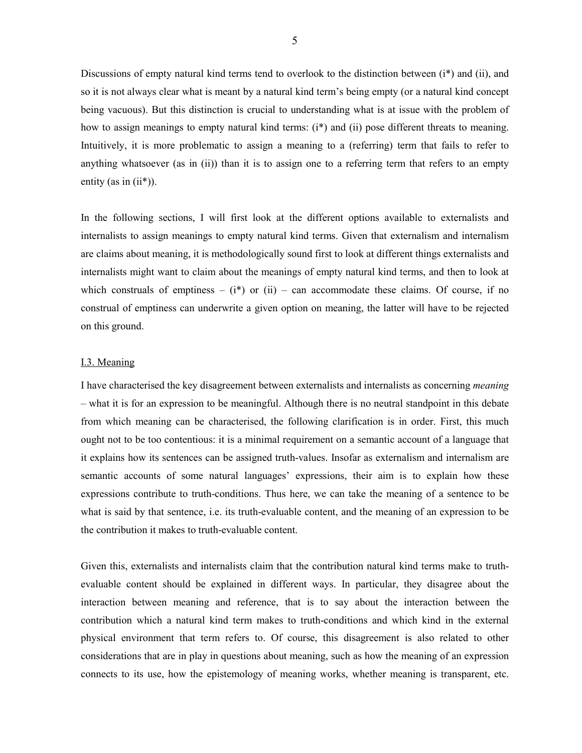Discussions of empty natural kind terms tend to overlook to the distinction between (i*) and (ii), and so it is not always clear what is meant by a natural kind term's being empty (or a natural kind concept being vacuous). But this distinction is crucial to understanding what is at issue with the problem of how to assign meanings to empty natural kind terms: (i*) and (ii) pose different threats to meaning. Intuitively, it is more problematic to assign a meaning to a (referring) term that fails to refer to anything whatsoever (as in (ii)) than it is to assign one to a referring term that refers to an empty entity (as in (ii*)).

In the following sections, I will first look at the different options available to externalists and internalists to assign meanings to empty natural kind terms. Given that externalism and internalism are claims about meaning, it is methodologically sound first to look at different things externalists and internalists might want to claim about the meanings of empty natural kind terms, and then to look at which construals of emptiness – (i*) or (ii) – can accommodate these claims. Of course, if no construal of emptiness can underwrite a given option on meaning, the latter will have to be rejected on this ground.

## I.3. Meaning

I have characterised the key disagreement between externalists and internalists as concerning *meaning* – what it is for an expression to be meaningful. Although there is no neutral standpoint in this debate from which meaning can be characterised, the following clarification is in order. First, this much ought not to be too contentious: it is a minimal requirement on a semantic account of a language that it explains how its sentences can be assigned truth-values. Insofar as externalism and internalism are semantic accounts of some natural languages' expressions, their aim is to explain how these expressions contribute to truth-conditions. Thus here, we can take the meaning of a sentence to be what is said by that sentence, i.e. its truth-evaluable content, and the meaning of an expression to be the contribution it makes to truth-evaluable content.

Given this, externalists and internalists claim that the contribution natural kind terms make to truth-evaluable content should be explained in different ways. In particular, they disagree about the interaction between meaning and reference, that is to say about the interaction between the contribution which a natural kind term makes to truth-conditions and which kind in the external physical environment that term refers to. Of course, this disagreement is also related to other considerations that are in play in questions about meaning, such as how the meaning of an expression connects to its use, how the epistemology of meaning works, whether meaning is transparent, etc.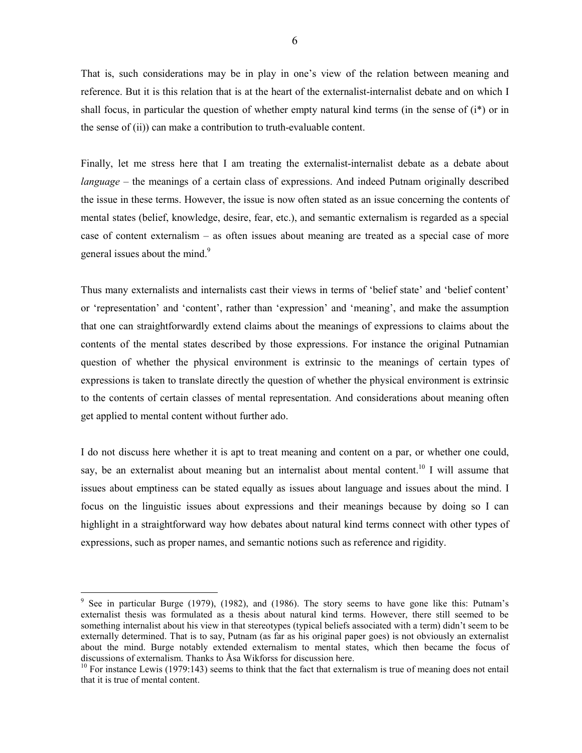That is, such considerations may be in play in one's view of the relation between meaning and reference. But it is this relation that is at the heart of the externalist-internalist debate and on which I shall focus, in particular the question of whether empty natural kind terms (in the sense of (i*) or in the sense of (ii)) can make a contribution to truth-evaluable content.

Finally, let me stress here that I am treating the externalist-internalist debate as a debate about *language* – the meanings of a certain class of expressions. And indeed Putnam originally described the issue in these terms. However, the issue is now often stated as an issue concerning the contents of mental states (belief, knowledge, desire, fear, etc.), and semantic externalism is regarded as a special case of content externalism – as often issues about meaning are treated as a special case of more general issues about the mind.[9]

Thus many externalists and internalists cast their views in terms of 'belief state' and 'belief content' or 'representation' and 'content', rather than 'expression' and 'meaning', and make the assumption that one can straightforwardly extend claims about the meanings of expressions to claims about the contents of the mental states described by those expressions. For instance the original Putnamian question of whether the physical environment is extrinsic to the meanings of certain types of expressions is taken to translate directly the question of whether the physical environment is extrinsic to the contents of certain classes of mental representation. And considerations about meaning often get applied to mental content without further ado.

I do not discuss here whether it is apt to treat meaning and content on a par, or whether one could, say, be an externalist about meaning but an internalist about mental content.[10] I will assume that issues about emptiness can be stated equally as issues about language and issues about the mind. I focus on the linguistic issues about expressions and their meanings because by doing so I can highlight in a straightforward way how debates about natural kind terms connect with other types of expressions, such as proper names, and semantic notions such as reference and rigidity.

---

[9] See in particular Burge (1979), (1982), and (1986). The story seems to have gone like this: Putnam's externalist thesis was formulated as a thesis about natural kind terms. However, there still seemed to be something internalist about his view in that stereotypes (typical beliefs associated with a term) didn't seem to be externally determined. That is to say, Putnam (as far as his original paper goes) is not obviously an externalist about the mind. Burge notably extended externalism to mental states, which then became the focus of discussions of externalism. Thanks to Åsa Wikforss for discussion here.

[10] For instance Lewis (1979:143) seems to think that the fact that externalism is true of meaning does not entail that it is true of mental content.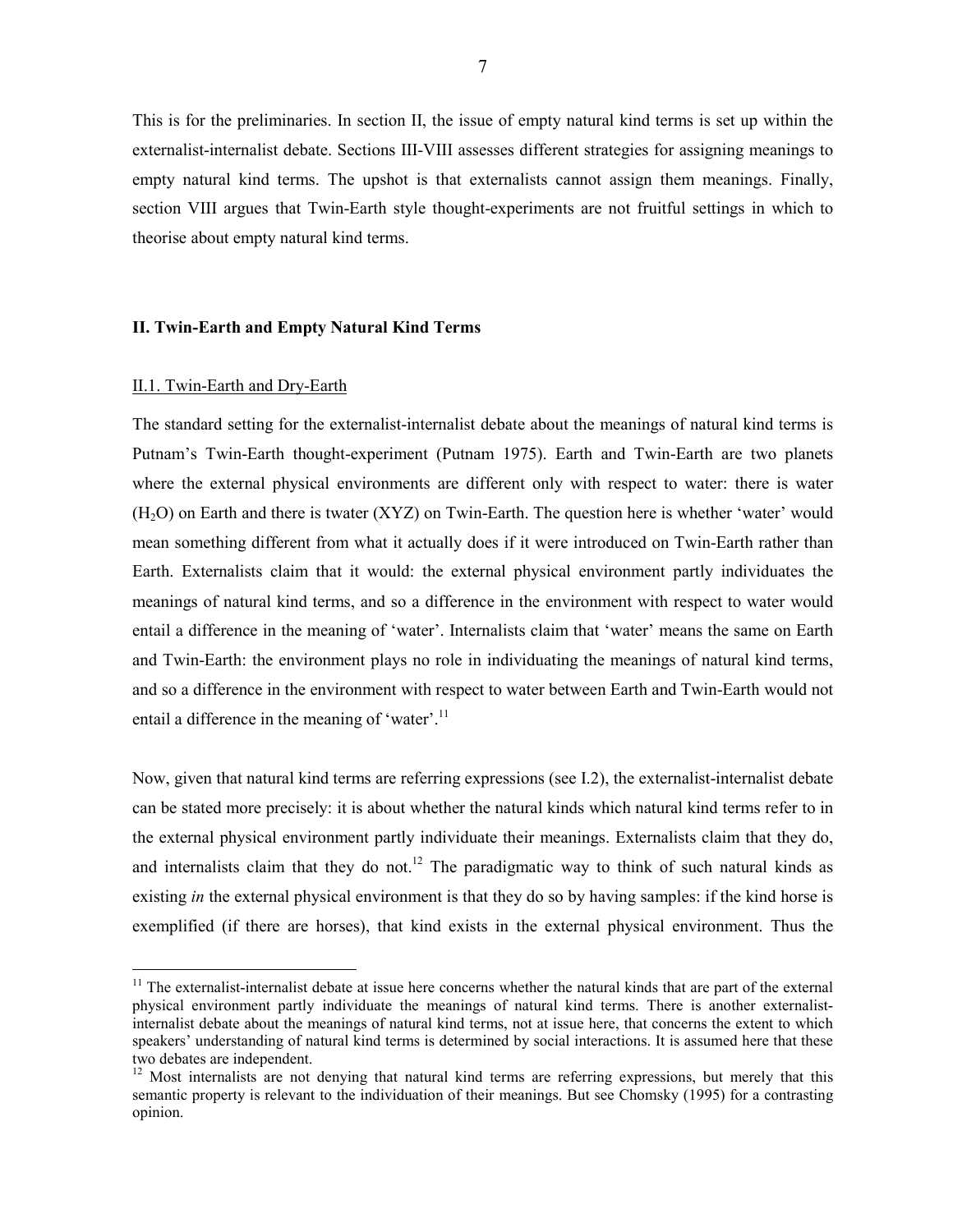This is for the preliminaries. In section II, the issue of empty natural kind terms is set up within the externalist-internalist debate. Sections III-VIII assesses different strategies for assigning meanings to empty natural kind terms. The upshot is that externalists cannot assign them meanings. Finally, section VIII argues that Twin-Earth style thought-experiments are not fruitful settings in which to theorise about empty natural kind terms.

## II. Twin-Earth and Empty Natural Kind Terms

### II.1. Twin-Earth and Dry-Earth

The standard setting for the externalist-internalist debate about the meanings of natural kind terms is Putnam's Twin-Earth thought-experiment (Putnam 1975). Earth and Twin-Earth are two planets where the external physical environments are different only with respect to water: there is water ($H_2O$) on Earth and there is twater (XYZ) on Twin-Earth. The question here is whether 'water' would mean something different from what it actually does if it were introduced on Twin-Earth rather than Earth. Externalists claim that it would: the external physical environment partly individuates the meanings of natural kind terms, and so a difference in the environment with respect to water would entail a difference in the meaning of 'water'. Internalists claim that 'water' means the same on Earth and Twin-Earth: the environment plays no role in individuating the meanings of natural kind terms, and so a difference in the environment with respect to water between Earth and Twin-Earth would not entail a difference in the meaning of 'water'.[11]

Now, given that natural kind terms are referring expressions (see I.2), the externalist-internalist debate can be stated more precisely: it is about whether the natural kinds which natural kind terms refer to in the external physical environment partly individuate their meanings. Externalists claim that they do, and internalists claim that they do not.[12] The paradigmatic way to think of such natural kinds as existing *in* the external physical environment is that they do so by having samples: if the kind horse is exemplified (if there are horses), that kind exists in the external physical environment. Thus the

---

[11] The externalist-internalist debate at issue here concerns whether the natural kinds that are part of the external physical environment partly individuate the meanings of natural kind terms. There is another externalist-internalist debate about the meanings of natural kind terms, not at issue here, that concerns the extent to which speakers' understanding of natural kind terms is determined by social interactions. It is assumed here that these two debates are independent.

[12] Most internalists are not denying that natural kind terms are referring expressions, but merely that this semantic property is relevant to the individuation of their meanings. But see Chomsky (1995) for a contrasting opinion.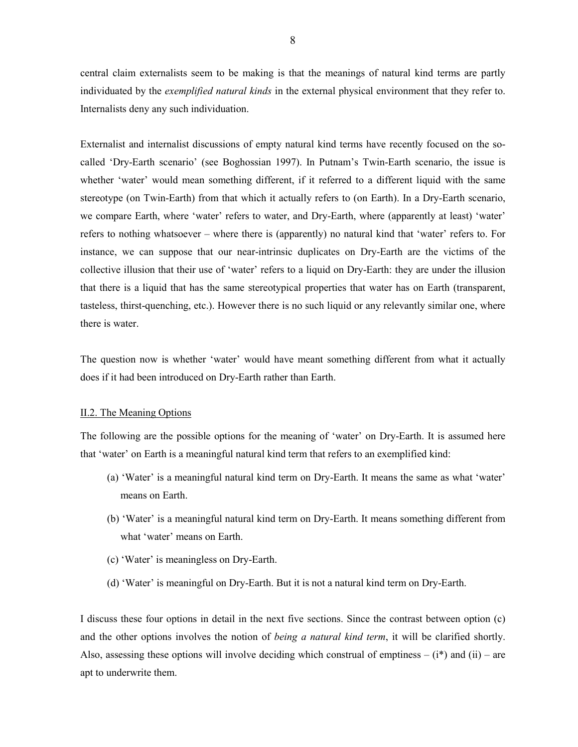central claim externalists seem to be making is that the meanings of natural kind terms are partly individuated by the *exemplified natural kinds* in the external physical environment that they refer to. Internalists deny any such individuation.

Externalist and internalist discussions of empty natural kind terms have recently focused on the so-called 'Dry-Earth scenario' (see Boghossian 1997). In Putnam's Twin-Earth scenario, the issue is whether 'water' would mean something different, if it referred to a different liquid with the same stereotype (on Twin-Earth) from that which it actually refers to (on Earth). In a Dry-Earth scenario, we compare Earth, where 'water' refers to water, and Dry-Earth, where (apparently at least) 'water' refers to nothing whatsoever – where there is (apparently) no natural kind that 'water' refers to. For instance, we can suppose that our near-intrinsic duplicates on Dry-Earth are the victims of the collective illusion that their use of 'water' refers to a liquid on Dry-Earth: they are under the illusion that there is a liquid that has the same stereotypical properties that water has on Earth (transparent, tasteless, thirst-quenching, etc.). However there is no such liquid or any relevantly similar one, where there is water.

The question now is whether 'water' would have meant something different from what it actually does if it had been introduced on Dry-Earth rather than Earth.

## II.2. The Meaning Options

The following are the possible options for the meaning of 'water' on Dry-Earth. It is assumed here that 'water' on Earth is a meaningful natural kind term that refers to an exemplified kind:

(a) 'Water' is a meaningful natural kind term on Dry-Earth. It means the same as what 'water' means on Earth.

(b) 'Water' is a meaningful natural kind term on Dry-Earth. It means something different from what 'water' means on Earth.

(c) 'Water' is meaningless on Dry-Earth.

(d) 'Water' is meaningful on Dry-Earth. But it is not a natural kind term on Dry-Earth.

I discuss these four options in detail in the next five sections. Since the contrast between option (c) and the other options involves the notion of *being a natural kind term*, it will be clarified shortly. Also, assessing these options will involve deciding which construal of emptiness – (i*) and (ii) – are apt to underwrite them.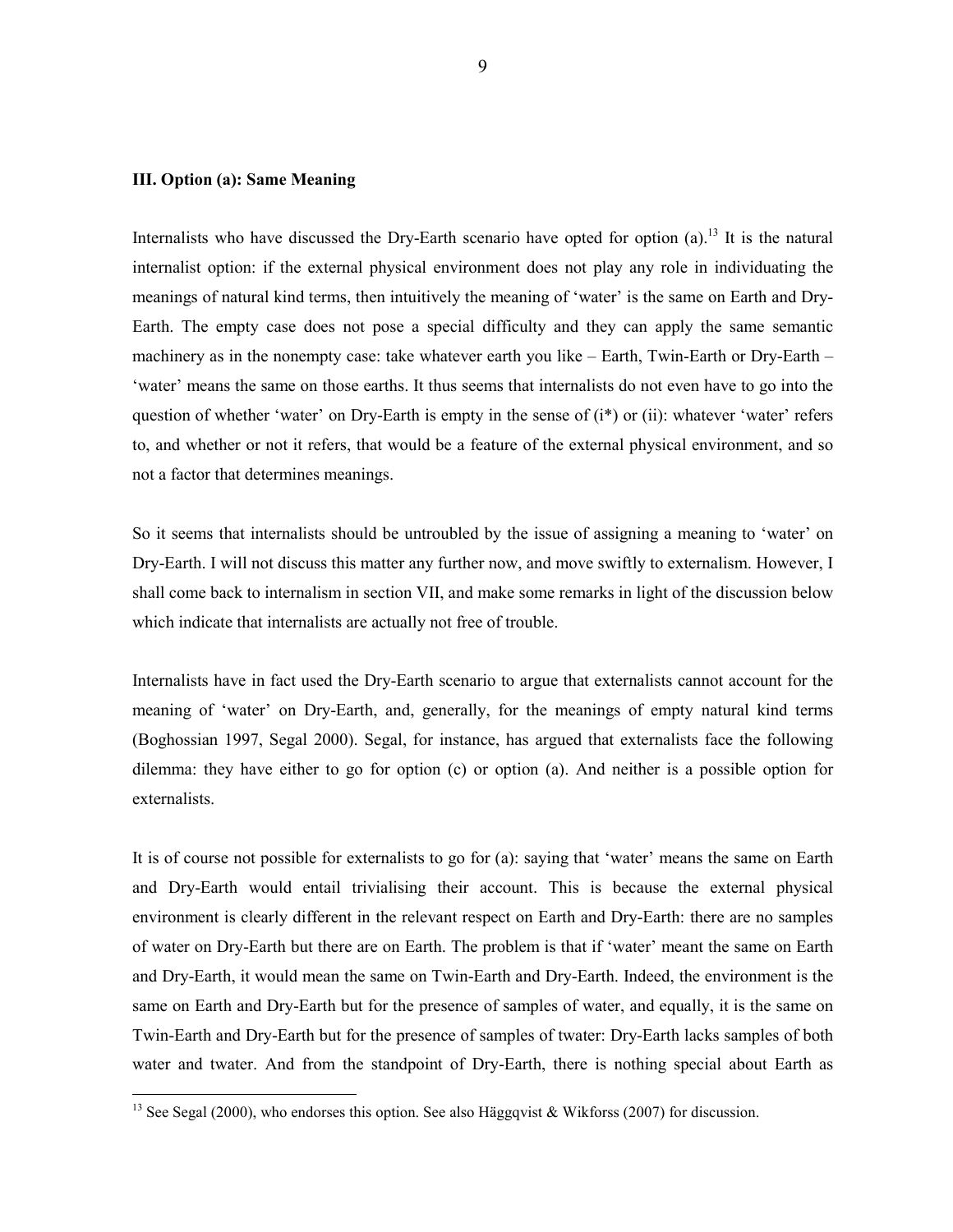### III. Option (a): Same Meaning

Internalists who have discussed the Dry-Earth scenario have opted for option (a).[13] It is the natural internalist option: if the external physical environment does not play any role in individuating the meanings of natural kind terms, then intuitively the meaning of 'water' is the same on Earth and Dry-Earth. The empty case does not pose a special difficulty and they can apply the same semantic machinery as in the nonempty case: take whatever earth you like – Earth, Twin-Earth or Dry-Earth – 'water' means the same on those earths. It thus seems that internalists do not even have to go into the question of whether 'water' on Dry-Earth is empty in the sense of (i*) or (ii): whatever 'water' refers to, and whether or not it refers, that would be a feature of the external physical environment, and so not a factor that determines meanings.

So it seems that internalists should be untroubled by the issue of assigning a meaning to 'water' on Dry-Earth. I will not discuss this matter any further now, and move swiftly to externalism. However, I shall come back to internalism in section VII, and make some remarks in light of the discussion below which indicate that internalists are actually not free of trouble.

Internalists have in fact used the Dry-Earth scenario to argue that externalists cannot account for the meaning of 'water' on Dry-Earth, and, generally, for the meanings of empty natural kind terms (Boghossian 1997, Segal 2000). Segal, for instance, has argued that externalists face the following dilemma: they have either to go for option (c) or option (a). And neither is a possible option for externalists.

It is of course not possible for externalists to go for (a): saying that 'water' means the same on Earth and Dry-Earth would entail trivialising their account. This is because the external physical environment is clearly different in the relevant respect on Earth and Dry-Earth: there are no samples of water on Dry-Earth but there are on Earth. The problem is that if 'water' meant the same on Earth and Dry-Earth, it would mean the same on Twin-Earth and Dry-Earth. Indeed, the environment is the same on Earth and Dry-Earth but for the presence of samples of water, and equally, it is the same on Twin-Earth and Dry-Earth but for the presence of samples of twater: Dry-Earth lacks samples of both water and twater. And from the standpoint of Dry-Earth, there is nothing special about Earth as

[13] See Segal (2000), who endorses this option. See also Häggqvist & Wikforss (2007) for discussion.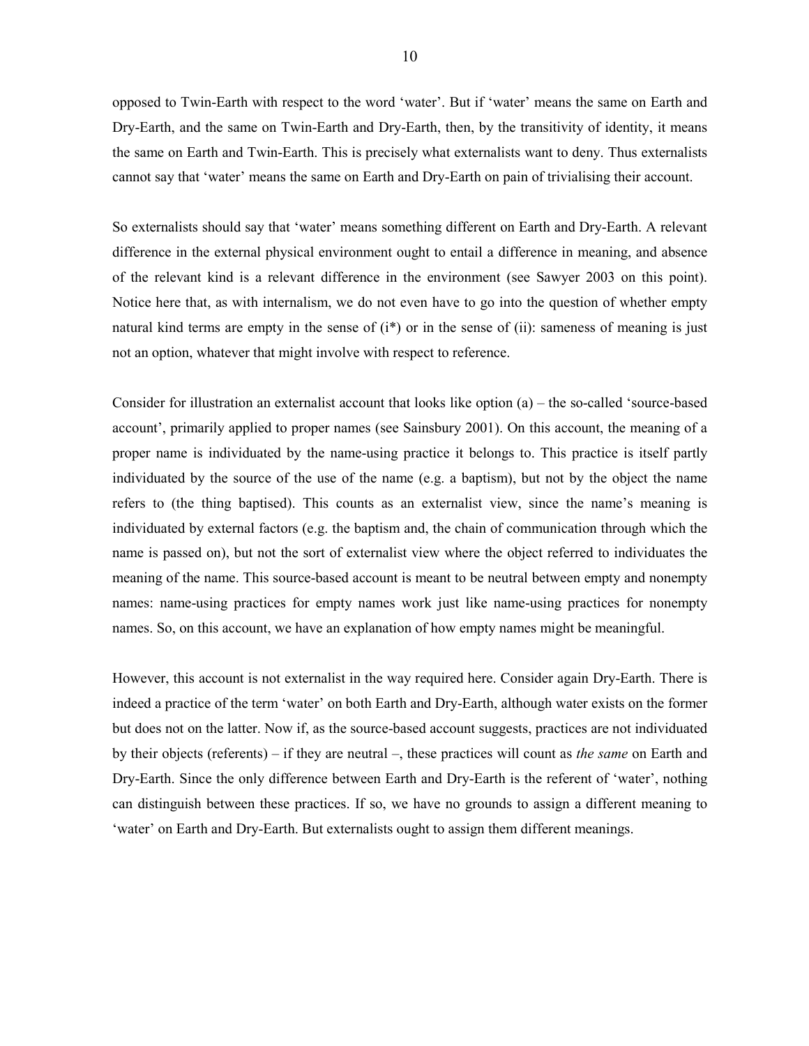opposed to Twin-Earth with respect to the word 'water'. But if 'water' means the same on Earth and Dry-Earth, and the same on Twin-Earth and Dry-Earth, then, by the transitivity of identity, it means the same on Earth and Twin-Earth. This is precisely what externalists want to deny. Thus externalists cannot say that 'water' means the same on Earth and Dry-Earth on pain of trivialising their account.

So externalists should say that 'water' means something different on Earth and Dry-Earth. A relevant difference in the external physical environment ought to entail a difference in meaning, and absence of the relevant kind is a relevant difference in the environment (see Sawyer 2003 on this point). Notice here that, as with internalism, we do not even have to go into the question of whether empty natural kind terms are empty in the sense of (i*) or in the sense of (ii): sameness of meaning is just not an option, whatever that might involve with respect to reference.

Consider for illustration an externalist account that looks like option (a) – the so-called 'source-based account', primarily applied to proper names (see Sainsbury 2001). On this account, the meaning of a proper name is individuated by the name-using practice it belongs to. This practice is itself partly individuated by the source of the use of the name (e.g. a baptism), but not by the object the name refers to (the thing baptised). This counts as an externalist view, since the name's meaning is individuated by external factors (e.g. the baptism and, the chain of communication through which the name is passed on), but not the sort of externalist view where the object referred to individuates the meaning of the name. This source-based account is meant to be neutral between empty and nonempty names: name-using practices for empty names work just like name-using practices for nonempty names. So, on this account, we have an explanation of how empty names might be meaningful.

However, this account is not externalist in the way required here. Consider again Dry-Earth. There is indeed a practice of the term 'water' on both Earth and Dry-Earth, although water exists on the former but does not on the latter. Now if, as the source-based account suggests, practices are not individuated by their objects (referents) – if they are neutral –, these practices will count as *the same* on Earth and Dry-Earth. Since the only difference between Earth and Dry-Earth is the referent of 'water', nothing can distinguish between these practices. If so, we have no grounds to assign a different meaning to 'water' on Earth and Dry-Earth. But externalists ought to assign them different meanings.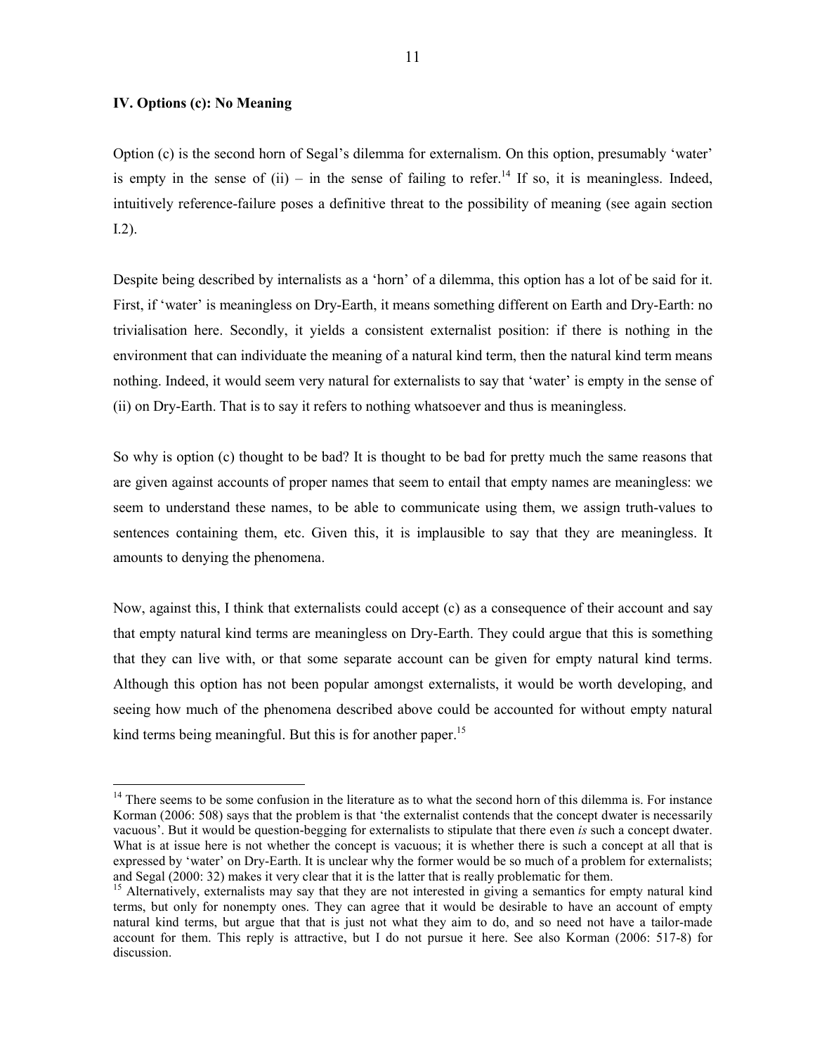**IV. Options (c): No Meaning**

Option (c) is the second horn of Segal's dilemma for externalism. On this option, presumably 'water' is empty in the sense of (ii) – in the sense of failing to refer.[14] If so, it is meaningless. Indeed, intuitively reference-failure poses a definitive threat to the possibility of meaning (see again section I.2).

Despite being described by internalists as a 'horn' of a dilemma, this option has a lot of be said for it. First, if 'water' is meaningless on Dry-Earth, it means something different on Earth and Dry-Earth: no trivialisation here. Secondly, it yields a consistent externalist position: if there is nothing in the environment that can individuate the meaning of a natural kind term, then the natural kind term means nothing. Indeed, it would seem very natural for externalists to say that 'water' is empty in the sense of (ii) on Dry-Earth. That is to say it refers to nothing whatsoever and thus is meaningless.

So why is option (c) thought to be bad? It is thought to be bad for pretty much the same reasons that are given against accounts of proper names that seem to entail that empty names are meaningless: we seem to understand these names, to be able to communicate using them, we assign truth-values to sentences containing them, etc. Given this, it is implausible to say that they are meaningless. It amounts to denying the phenomena.

Now, against this, I think that externalists could accept (c) as a consequence of their account and say that empty natural kind terms are meaningless on Dry-Earth. They could argue that this is something that they can live with, or that some separate account can be given for empty natural kind terms. Although this option has not been popular amongst externalists, it would be worth developing, and seeing how much of the phenomena described above could be accounted for without empty natural kind terms being meaningful. But this is for another paper.[15]

---

[14] There seems to be some confusion in the literature as to what the second horn of this dilemma is. For instance Korman (2006: 508) says that the problem is that 'the externalist contends that the concept dwater is necessarily vacuous'. But it would be question-begging for externalists to stipulate that there even *is* such a concept dwater. What is at issue here is not whether the concept is vacuous; it is whether there is such a concept at all that is expressed by 'water' on Dry-Earth. It is unclear why the former would be so much of a problem for externalists; and Segal (2000: 32) makes it very clear that it is the latter that is really problematic for them.

[15] Alternatively, externalists may say that they are not interested in giving a semantics for empty natural kind terms, but only for nonempty ones. They can agree that it would be desirable to have an account of empty natural kind terms, but argue that that is just not what they aim to do, and so need not have a tailor-made account for them. This reply is attractive, but I do not pursue it here. See also Korman (2006: 517-8) for discussion.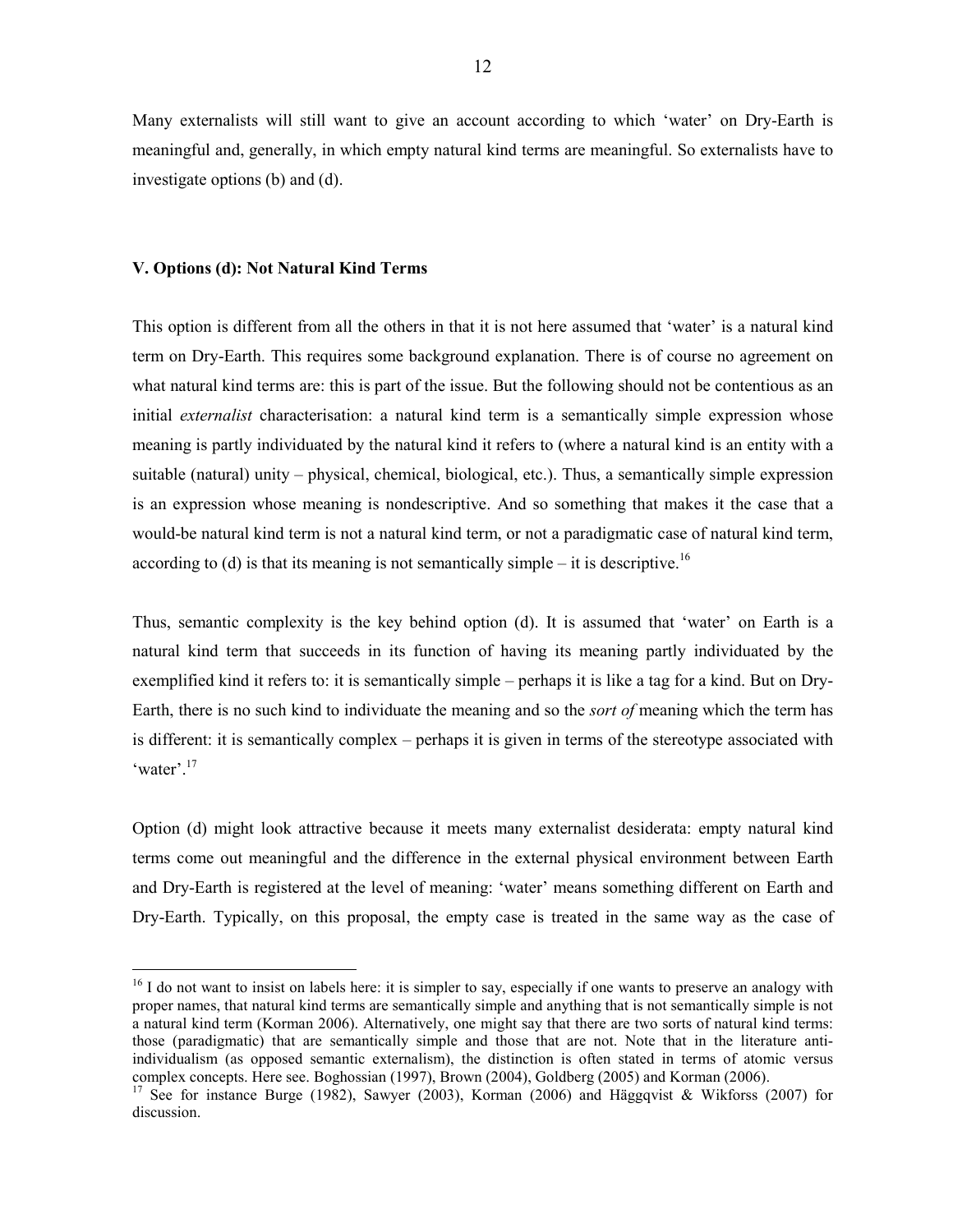Many externalists will still want to give an account according to which 'water' on Dry-Earth is meaningful and, generally, in which empty natural kind terms are meaningful. So externalists have to investigate options (b) and (d).

### V. Options (d): Not Natural Kind Terms

This option is different from all the others in that it is not here assumed that 'water' is a natural kind term on Dry-Earth. This requires some background explanation. There is of course no agreement on what natural kind terms are: this is part of the issue. But the following should not be contentious as an initial *externalist* characterisation: a natural kind term is a semantically simple expression whose meaning is partly individuated by the natural kind it refers to (where a natural kind is an entity with a suitable (natural) unity – physical, chemical, biological, etc.). Thus, a semantically simple expression is an expression whose meaning is nondescriptive. And so something that makes it the case that a would-be natural kind term is not a natural kind term, or not a paradigmatic case of natural kind term, according to (d) is that its meaning is not semantically simple – it is descriptive.[16]

Thus, semantic complexity is the key behind option (d). It is assumed that 'water' on Earth is a natural kind term that succeeds in its function of having its meaning partly individuated by the exemplified kind it refers to: it is semantically simple – perhaps it is like a tag for a kind. But on Dry-Earth, there is no such kind to individuate the meaning and so the *sort of* meaning which the term has is different: it is semantically complex – perhaps it is given in terms of the stereotype associated with 'water'.[17]

Option (d) might look attractive because it meets many externalist desiderata: empty natural kind terms come out meaningful and the difference in the external physical environment between Earth and Dry-Earth is registered at the level of meaning: 'water' means something different on Earth and Dry-Earth. Typically, on this proposal, the empty case is treated in the same way as the case of

---

[16] I do not want to insist on labels here: it is simpler to say, especially if one wants to preserve an analogy with proper names, that natural kind terms are semantically simple and anything that is not semantically simple is not a natural kind term (Korman 2006). Alternatively, one might say that there are two sorts of natural kind terms: those (paradigmatic) that are semantically simple and those that are not. Note that in the literature anti-individualism (as opposed semantic externalism), the distinction is often stated in terms of atomic versus complex concepts. Here see. Boghossian (1997), Brown (2004), Goldberg (2005) and Korman (2006).

[17] See for instance Burge (1982), Sawyer (2003), Korman (2006) and Häggqvist & Wikforss (2007) for discussion.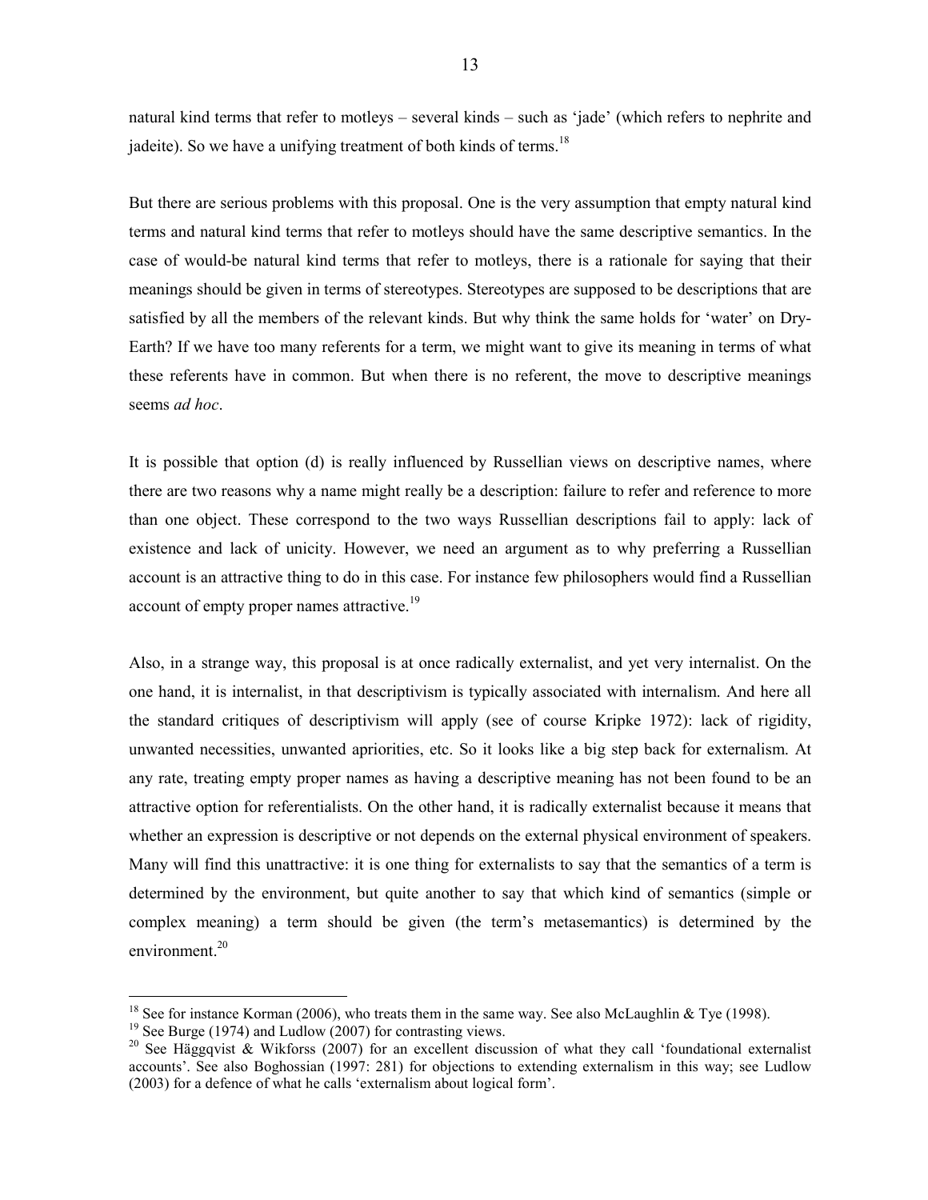natural kind terms that refer to motleys – several kinds – such as 'jade' (which refers to nephrite and jadeite). So we have a unifying treatment of both kinds of terms.[18]

But there are serious problems with this proposal. One is the very assumption that empty natural kind terms and natural kind terms that refer to motleys should have the same descriptive semantics. In the case of would-be natural kind terms that refer to motleys, there is a rationale for saying that their meanings should be given in terms of stereotypes. Stereotypes are supposed to be descriptions that are satisfied by all the members of the relevant kinds. But why think the same holds for 'water' on Dry-Earth? If we have too many referents for a term, we might want to give its meaning in terms of what these referents have in common. But when there is no referent, the move to descriptive meanings seems *ad hoc*.

It is possible that option (d) is really influenced by Russellian views on descriptive names, where there are two reasons why a name might really be a description: failure to refer and reference to more than one object. These correspond to the two ways Russellian descriptions fail to apply: lack of existence and lack of unicity. However, we need an argument as to why preferring a Russellian account is an attractive thing to do in this case. For instance few philosophers would find a Russellian account of empty proper names attractive.[19]

Also, in a strange way, this proposal is at once radically externalist, and yet very internalist. On the one hand, it is internalist, in that descriptivism is typically associated with internalism. And here all the standard critiques of descriptivism will apply (see of course Kripke 1972): lack of rigidity, unwanted necessities, unwanted aprioritics, etc. So it looks like a big step back for externalism. At any rate, treating empty proper names as having a descriptive meaning has not been found to be an attractive option for referentialists. On the other hand, it is radically externalist because it means that whether an expression is descriptive or not depends on the external physical environment of speakers. Many will find this unattractive: it is one thing for externalists to say that the semantics of a term is determined by the environment, but quite another to say that which kind of semantics (simple or complex meaning) a term should be given (the term's metasemantics) is determined by the environment.[20]

---

[18] See for instance Korman (2006), who treats them in the same way. See also McLaughlin & Tye (1998).

[19] See Burge (1974) and Ludlow (2007) for contrasting views.

[20] See Häggqvist & Wikforss (2007) for an excellent discussion of what they call 'foundational externalist accounts'. See also Boghossian (1997: 281) for objections to extending externalism in this way; see Ludlow (2003) for a defence of what he calls 'externalism about logical form'.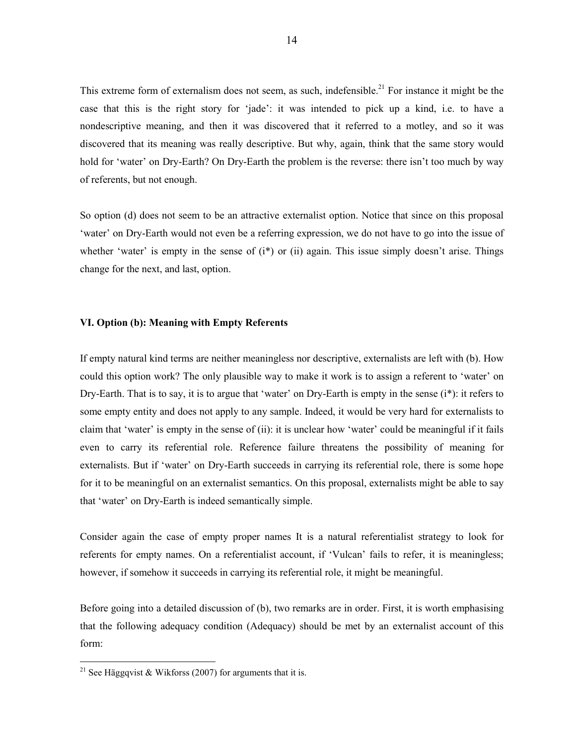This extreme form of externalism does not seem, as such, indefensible.[21] For instance it might be the case that this is the right story for 'jade': it was intended to pick up a kind, i.e. to have a nondescriptive meaning, and then it was discovered that it referred to a motley, and so it was discovered that its meaning was really descriptive. But why, again, think that the same story would hold for 'water' on Dry-Earth? On Dry-Earth the problem is the reverse: there isn't too much by way of referents, but not enough.

So option (d) does not seem to be an attractive externalist option. Notice that since on this proposal 'water' on Dry-Earth would not even be a referring expression, we do not have to go into the issue of whether 'water' is empty in the sense of (i*) or (ii) again. This issue simply doesn't arise. Things change for the next, and last, option.

## VI. Option (b): Meaning with Empty Referents

If empty natural kind terms are neither meaningless nor descriptive, externalists are left with (b). How could this option work? The only plausible way to make it work is to assign a referent to 'water' on Dry-Earth. That is to say, it is to argue that 'water' on Dry-Earth is empty in the sense (i*): it refers to some empty entity and does not apply to any sample. Indeed, it would be very hard for externalists to claim that 'water' is empty in the sense of (ii): it is unclear how 'water' could be meaningful if it fails even to carry its referential role. Reference failure threatens the possibility of meaning for externalists. But if 'water' on Dry-Earth succeeds in carrying its referential role, there is some hope for it to be meaningful on an externalist semantics. On this proposal, externalists might be able to say that 'water' on Dry-Earth is indeed semantically simple.

Consider again the case of empty proper names It is a natural referentialist strategy to look for referents for empty names. On a referentialist account, if 'Vulcan' fails to refer, it is meaningless; however, if somehow it succeeds in carrying its referential role, it might be meaningful.

Before going into a detailed discussion of (b), two remarks are in order. First, it is worth emphasising that the following adequacy condition (Adequacy) should be met by an externalist account of this form:

[21] See Häggqvist & Wikforss (2007) for arguments that it is.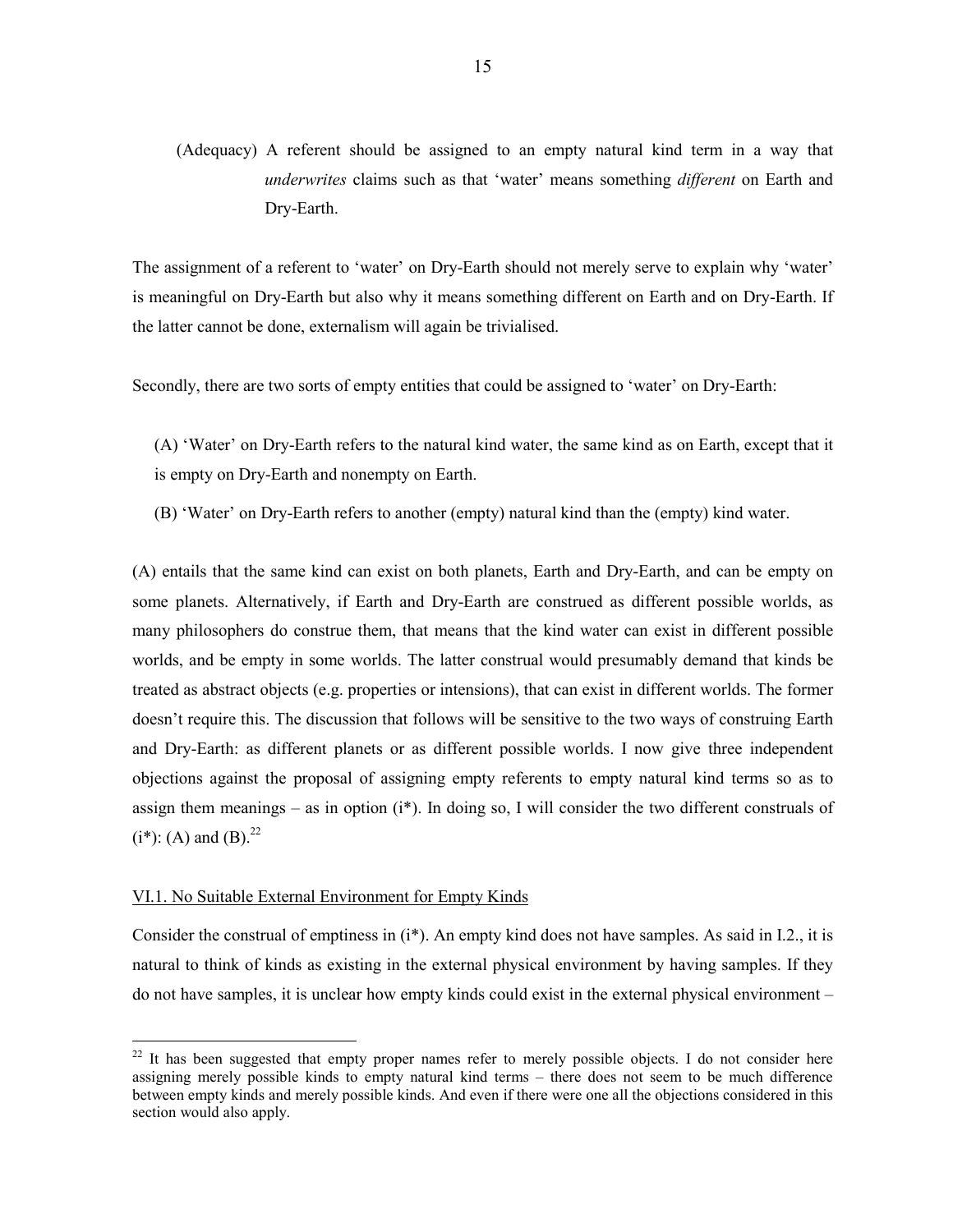(Adequacy) A referent should be assigned to an empty natural kind term in a way that *underwrites* claims such as that 'water' means something *different* on Earth and Dry-Earth.

The assignment of a referent to 'water' on Dry-Earth should not merely serve to explain why 'water' is meaningful on Dry-Earth but also why it means something different on Earth and on Dry-Earth. If the latter cannot be done, externalism will again be trivialised.

Secondly, there are two sorts of empty entities that could be assigned to 'water' on Dry-Earth:

(A) 'Water' on Dry-Earth refers to the natural kind water, the same kind as on Earth, except that it is empty on Dry-Earth and nonempty on Earth.

(B) 'Water' on Dry-Earth refers to another (empty) natural kind than the (empty) kind water.

(A) entails that the same kind can exist on both planets, Earth and Dry-Earth, and can be empty on some planets. Alternatively, if Earth and Dry-Earth are construed as different possible worlds, as many philosophers do construe them, that means that the kind water can exist in different possible worlds, and be empty in some worlds. The latter construal would presumably demand that kinds be treated as abstract objects (e.g. properties or intensions), that can exist in different worlds. The former doesn't require this. The discussion that follows will be sensitive to the two ways of construing Earth and Dry-Earth: as different planets or as different possible worlds. I now give three independent objections against the proposal of assigning empty referents to empty natural kind terms so as to assign them meanings – as in option (i*). In doing so, I will consider the two different construals of (i*): (A) and (B).[22]

VI.1. No Suitable External Environment for Empty Kinds

Consider the construal of emptiness in (i*). An empty kind does not have samples. As said in I.2., it is natural to think of kinds as existing in the external physical environment by having samples. If they do not have samples, it is unclear how empty kinds could exist in the external physical environment –

[22] It has been suggested that empty proper names refer to merely possible objects. I do not consider here assigning merely possible kinds to empty natural kind terms – there does not seem to be much difference between empty kinds and merely possible kinds. And even if there were one all the objections considered in this section would also apply.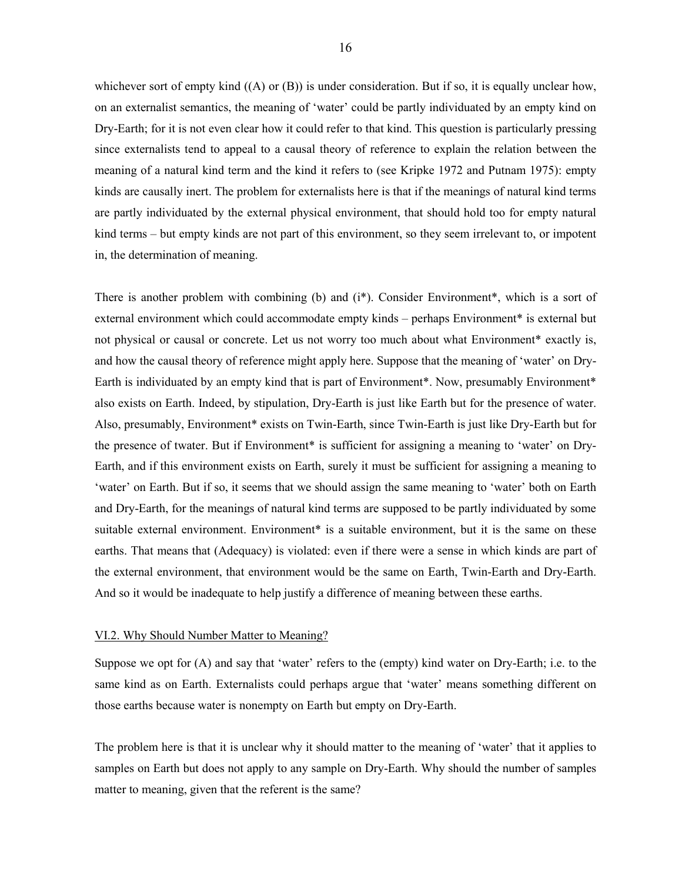whichever sort of empty kind ((A) or (B)) is under consideration. But if so, it is equally unclear how, on an externalist semantics, the meaning of 'water' could be partly individuated by an empty kind on Dry-Earth; for it is not even clear how it could refer to that kind. This question is particularly pressing since externalists tend to appeal to a causal theory of reference to explain the relation between the meaning of a natural kind term and the kind it refers to (see Kripke 1972 and Putnam 1975): empty kinds are causally inert. The problem for externalists here is that if the meanings of natural kind terms are partly individuated by the external physical environment, that should hold too for empty natural kind terms – but empty kinds are not part of this environment, so they seem irrelevant to, or impotent in, the determination of meaning.

There is another problem with combining (b) and (i*). Consider Environment*, which is a sort of external environment which could accommodate empty kinds – perhaps Environment* is external but not physical or causal or concrete. Let us not worry too much about what Environment* exactly is, and how the causal theory of reference might apply here. Suppose that the meaning of 'water' on Dry-Earth is individuated by an empty kind that is part of Environment*. Now, presumably Environment* also exists on Earth. Indeed, by stipulation, Dry-Earth is just like Earth but for the presence of water. Also, presumably, Environment* exists on Twin-Earth, since Twin-Earth is just like Dry-Earth but for the presence of twater. But if Environment* is sufficient for assigning a meaning to 'water' on Dry-Earth, and if this environment exists on Earth, surely it must be sufficient for assigning a meaning to 'water' on Earth. But if so, it seems that we should assign the same meaning to 'water' both on Earth and Dry-Earth, for the meanings of natural kind terms are supposed to be partly individuated by some suitable external environment. Environment* is a suitable environment, but it is the same on these earths. That means that (Adequacy) is violated: even if there were a sense in which kinds are part of the external environment, that environment would be the same on Earth, Twin-Earth and Dry-Earth. And so it would be inadequate to help justify a difference of meaning between these earths.

### VI.2. Why Should Number Matter to Meaning?

Suppose we opt for (A) and say that 'water' refers to the (empty) kind water on Dry-Earth; i.e. to the same kind as on Earth. Externalists could perhaps argue that 'water' means something different on those earths because water is nonempty on Earth but empty on Dry-Earth.

The problem here is that it is unclear why it should matter to the meaning of 'water' that it applies to samples on Earth but does not apply to any sample on Dry-Earth. Why should the number of samples matter to meaning, given that the referent is the same?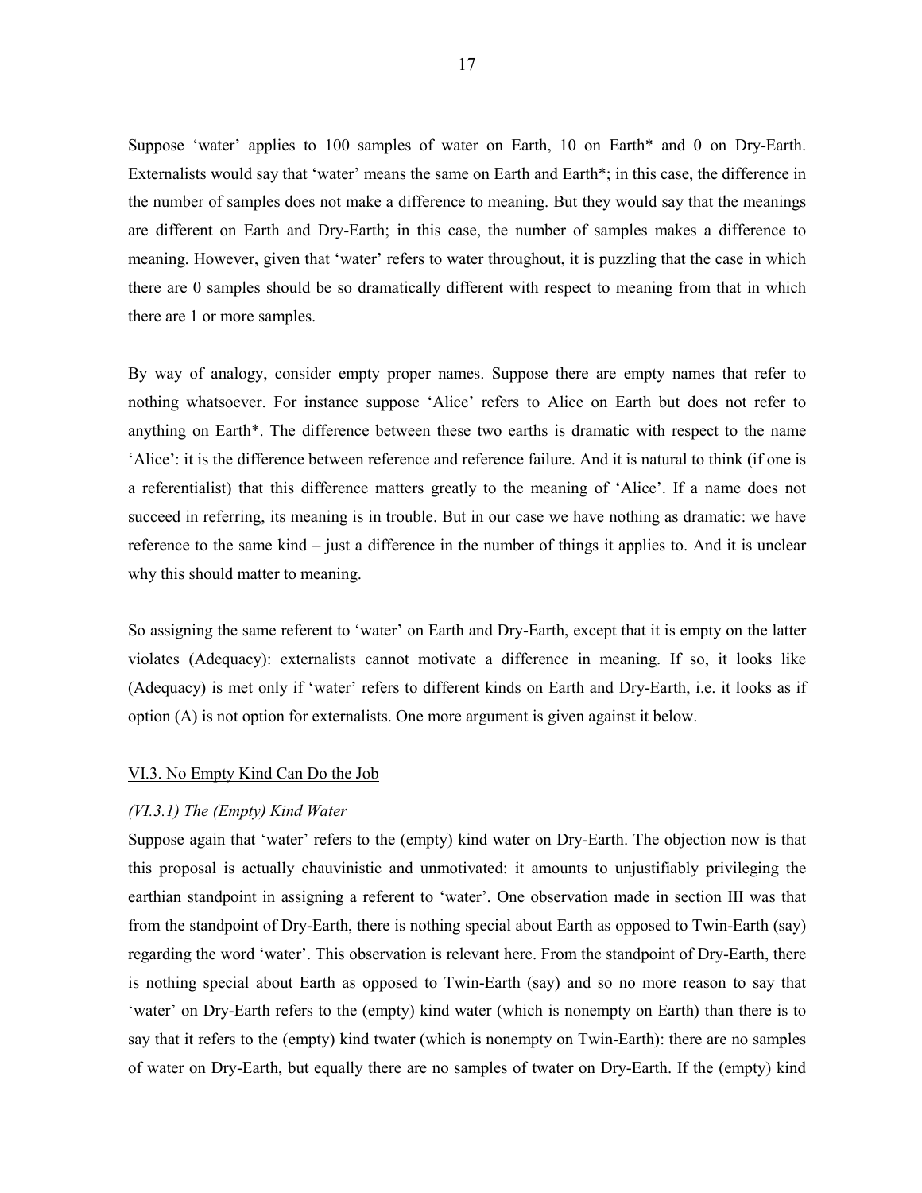Suppose 'water' applies to 100 samples of water on Earth, 10 on Earth* and 0 on Dry-Earth. Externalists would say that 'water' means the same on Earth and Earth*; in this case, the difference in the number of samples does not make a difference to meaning. But they would say that the meanings are different on Earth and Dry-Earth; in this case, the number of samples makes a difference to meaning. However, given that 'water' refers to water throughout, it is puzzling that the case in which there are 0 samples should be so dramatically different with respect to meaning from that in which there are 1 or more samples.

By way of analogy, consider empty proper names. Suppose there are empty names that refer to nothing whatsoever. For instance suppose 'Alice' refers to Alice on Earth but does not refer to anything on Earth*. The difference between these two earths is dramatic with respect to the name 'Alice': it is the difference between reference and reference failure. And it is natural to think (if one is a referentialist) that this difference matters greatly to the meaning of 'Alice'. If a name does not succeed in referring, its meaning is in trouble. But in our case we have nothing as dramatic: we have reference to the same kind – just a difference in the number of things it applies to. And it is unclear why this should matter to meaning.

So assigning the same referent to 'water' on Earth and Dry-Earth, except that it is empty on the latter violates (Adequacy): externalists cannot motivate a difference in meaning. If so, it looks like (Adequacy) is met only if 'water' refers to different kinds on Earth and Dry-Earth, i.e. it looks as if option (A) is not option for externalists. One more argument is given against it below.

## VI.3. No Empty Kind Can Do the Job

### *(VI.3.1) The (Empty) Kind Water*

Suppose again that 'water' refers to the (empty) kind water on Dry-Earth. The objection now is that this proposal is actually chauvinistic and unmotivated: it amounts to unjustifiably privileging the earthian standpoint in assigning a referent to 'water'. One observation made in section III was that from the standpoint of Dry-Earth, there is nothing special about Earth as opposed to Twin-Earth (say) regarding the word 'water'. This observation is relevant here. From the standpoint of Dry-Earth, there is nothing special about Earth as opposed to Twin-Earth (say) and so no more reason to say that 'water' on Dry-Earth refers to the (empty) kind water (which is nonempty on Earth) than there is to say that it refers to the (empty) kind twater (which is nonempty on Twin-Earth): there are no samples of water on Dry-Earth, but equally there are no samples of twater on Dry-Earth. If the (empty) kind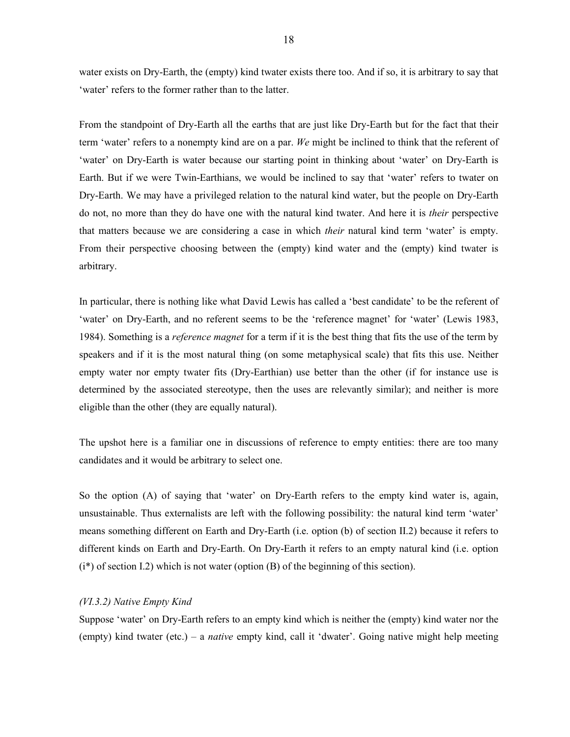water exists on Dry-Earth, the (empty) kind twater exists there too. And if so, it is arbitrary to say that 'water' refers to the former rather than to the latter.

From the standpoint of Dry-Earth all the earths that are just like Dry-Earth but for the fact that their term 'water' refers to a nonempty kind are on a par. *We* might be inclined to think that the referent of 'water' on Dry-Earth is water because our starting point in thinking about 'water' on Dry-Earth is Earth. But if we were Twin-Earthians, we would be inclined to say that 'water' refers to twater on Dry-Earth. We may have a privileged relation to the natural kind water, but the people on Dry-Earth do not, no more than they do have one with the natural kind twater. And here it is *their* perspective that matters because we are considering a case in which *their* natural kind term 'water' is empty. From their perspective choosing between the (empty) kind water and the (empty) kind twater is arbitrary.

In particular, there is nothing like what David Lewis has called a 'best candidate' to be the referent of 'water' on Dry-Earth, and no referent seems to be the 'reference magnet' for 'water' (Lewis 1983, 1984). Something is a *reference magnet* for a term if it is the best thing that fits the use of the term by speakers and if it is the most natural thing (on some metaphysical scale) that fits this use. Neither empty water nor empty twater fits (Dry-Earthian) use better than the other (if for instance use is determined by the associated stereotype, then the uses are relevantly similar); and neither is more eligible than the other (they are equally natural).

The upshot here is a familiar one in discussions of reference to empty entities: there are too many candidates and it would be arbitrary to select one.

So the option (A) of saying that 'water' on Dry-Earth refers to the empty kind water is, again, unsustainable. Thus externalists are left with the following possibility: the natural kind term 'water' means something different on Earth and Dry-Earth (i.e. option (b) of section II.2) because it refers to different kinds on Earth and Dry-Earth. On Dry-Earth it refers to an empty natural kind (i.e. option (i*) of section I.2) which is not water (option (B) of the beginning of this section).

*(VI.3.2) Native Empty Kind*

Suppose 'water' on Dry-Earth refers to an empty kind which is neither the (empty) kind water nor the (empty) kind twater (etc.) – a *native* empty kind, call it 'dwater'. Going native might help meeting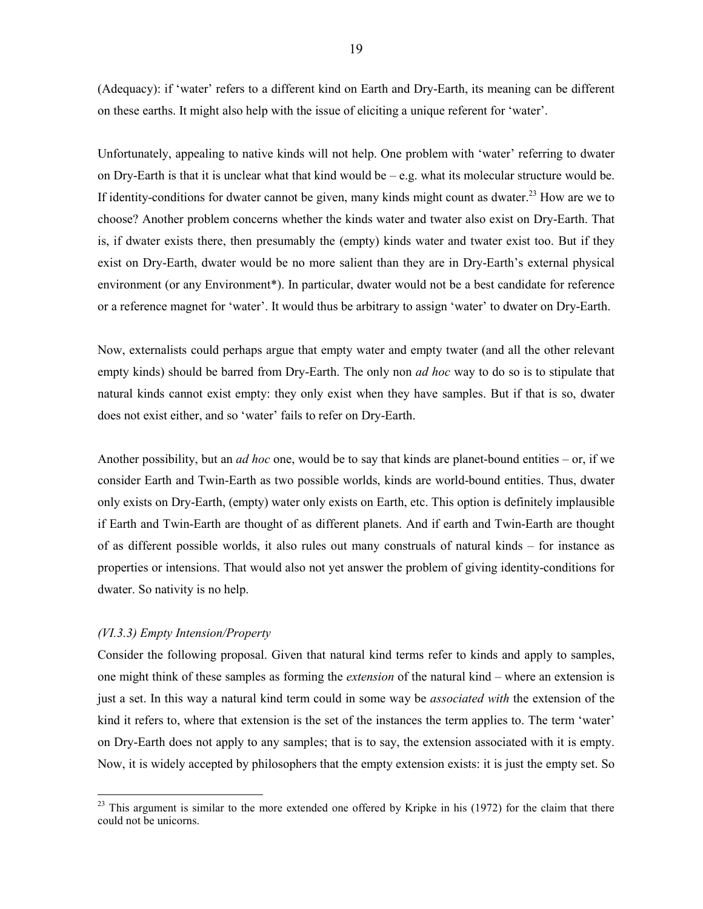(Adequacy): if 'water' refers to a different kind on Earth and Dry-Earth, its meaning can be different on these earths. It might also help with the issue of eliciting a unique referent for 'water'.

Unfortunately, appealing to native kinds will not help. One problem with 'water' referring to dwater on Dry-Earth is that it is unclear what that kind would be – e.g. what its molecular structure would be. If identity-conditions for dwater cannot be given, many kinds might count as dwater.[23] How are we to choose? Another problem concerns whether the kinds water and twater also exist on Dry-Earth. That is, if dwater exists there, then presumably the (empty) kinds water and twater exist too. But if they exist on Dry-Earth, dwater would be no more salient than they are in Dry-Earth's external physical environment (or any Environment*). In particular, dwater would not be a best candidate for reference or a reference magnet for 'water'. It would thus be arbitrary to assign 'water' to dwater on Dry-Earth.

Now, externalists could perhaps argue that empty water and empty twater (and all the other relevant empty kinds) should be barred from Dry-Earth. The only non *ad hoc* way to do so is to stipulate that natural kinds cannot exist empty: they only exist when they have samples. But if that is so, dwater does not exist either, and so 'water' fails to refer on Dry-Earth.

Another possibility, but an *ad hoc* one, would be to say that kinds are planet-bound entities – or, if we consider Earth and Twin-Earth as two possible worlds, kinds are world-bound entities. Thus, dwater only exists on Dry-Earth, (empty) water only exists on Earth, etc. This option is definitely implausible if Earth and Twin-Earth are thought of as different planets. And if earth and Twin-Earth are thought of as different possible worlds, it also rules out many construals of natural kinds – for instance as properties or intensions. That would also not yet answer the problem of giving identity-conditions for dwater. So nativity is no help.

### *(VI.3.3) Empty Intension/Property*

Consider the following proposal. Given that natural kind terms refer to kinds and apply to samples, one might think of these samples as forming the *extension* of the natural kind – where an extension is just a set. In this way a natural kind term could in some way be *associated with* the extension of the kind it refers to, where that extension is the set of the instances the term applies to. The term 'water' on Dry-Earth does not apply to any samples; that is to say, the extension associated with it is empty. Now, it is widely accepted by philosophers that the empty extension exists: it is just the empty set. So

---

[23] This argument is similar to the more extended one offered by Kripke in his (1972) for the claim that there could not be unicorns.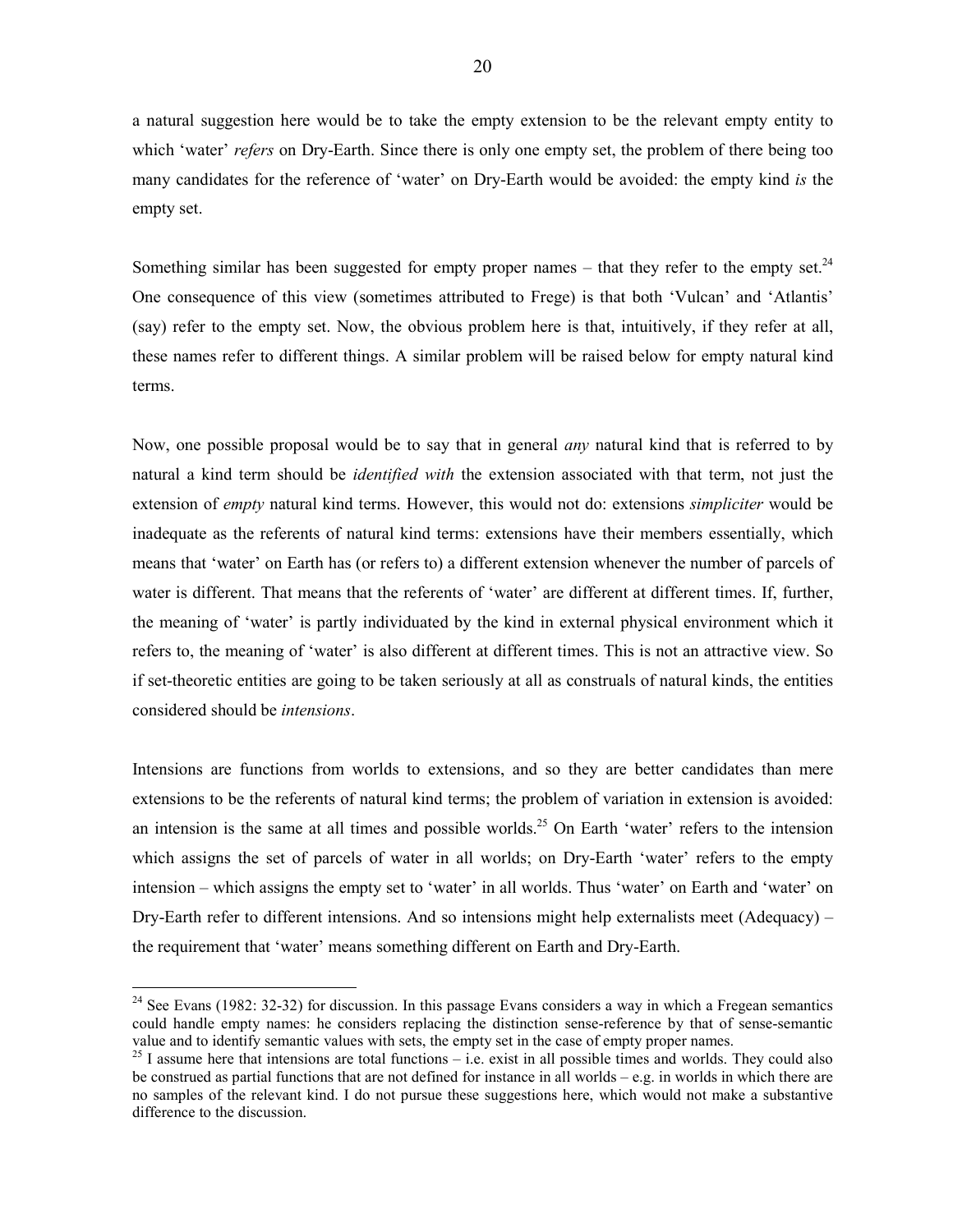a natural suggestion here would be to take the empty extension to be the relevant empty entity to which 'water' *refers* on Dry-Earth. Since there is only one empty set, the problem of there being too many candidates for the reference of 'water' on Dry-Earth would be avoided: the empty kind *is* the empty set.

Something similar has been suggested for empty proper names – that they refer to the empty set.[24] One consequence of this view (sometimes attributed to Frege) is that both 'Vulcan' and 'Atlantis' (say) refer to the empty set. Now, the obvious problem here is that, intuitively, if they refer at all, these names refer to different things. A similar problem will be raised below for empty natural kind terms.

Now, one possible proposal would be to say that in general *any* natural kind that is referred to by natural a kind term should be *identified with* the extension associated with that term, not just the extension of *empty* natural kind terms. However, this would not do: extensions *simpliciter* would be inadequate as the referents of natural kind terms: extensions have their members essentially, which means that 'water' on Earth has (or refers to) a different extension whenever the number of parcels of water is different. That means that the referents of 'water' are different at different times. If, further, the meaning of 'water' is partly individuated by the kind in external physical environment which it refers to, the meaning of 'water' is also different at different times. This is not an attractive view. So if set-theoretic entities are going to be taken seriously at all as construals of natural kinds, the entities considered should be *intensions*.

Intensions are functions from worlds to extensions, and so they are better candidates than mere extensions to be the referents of natural kind terms; the problem of variation in extension is avoided: an intension is the same at all times and possible worlds.[25] On Earth 'water' refers to the intension which assigns the set of parcels of water in all worlds; on Dry-Earth 'water' refers to the empty intension – which assigns the empty set to 'water' in all worlds. Thus 'water' on Earth and 'water' on Dry-Earth refer to different intensions. And so intensions might help externalists meet (Adequacy) – the requirement that 'water' means something different on Earth and Dry-Earth.

---

[24] See Evans (1982: 32-32) for discussion. In this passage Evans considers a way in which a Fregean semantics could handle empty names: he considers replacing the distinction sense-reference by that of sense-semantic value and to identify semantic values with sets, the empty set in the case of empty proper names.

[25] I assume here that intensions are total functions – i.e. exist in all possible times and worlds. They could also be construed as partial functions that are not defined for instance in all worlds – e.g. in worlds in which there are no samples of the relevant kind. I do not pursue these suggestions here, which would not make a substantive difference to the discussion.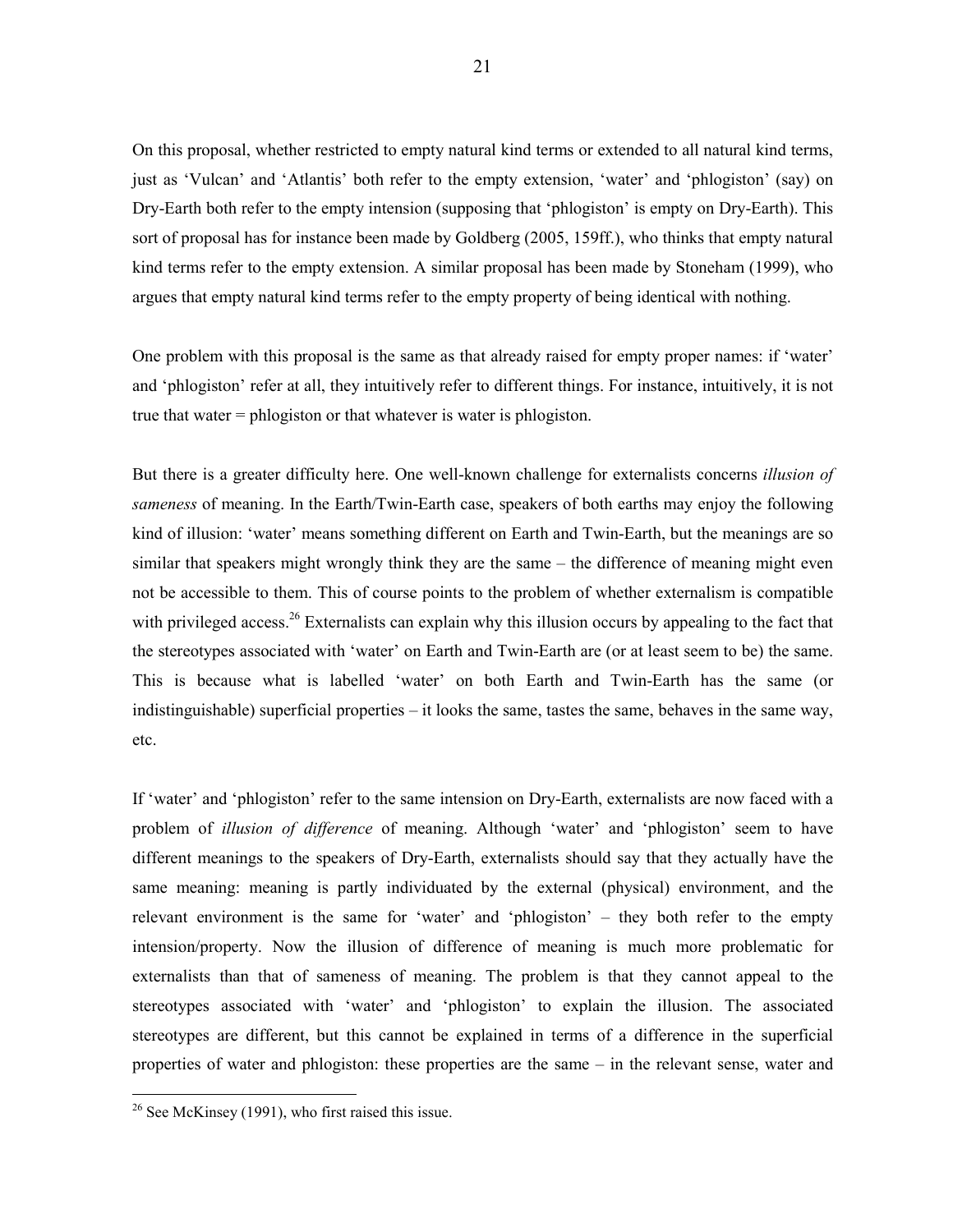On this proposal, whether restricted to empty natural kind terms or extended to all natural kind terms, just as 'Vulcan' and 'Atlantis' both refer to the empty extension, 'water' and 'phlogiston' (say) on Dry-Earth both refer to the empty intension (supposing that 'phlogiston' is empty on Dry-Earth). This sort of proposal has for instance been made by Goldberg (2005, 159ff.), who thinks that empty natural kind terms refer to the empty extension. A similar proposal has been made by Stoneham (1999), who argues that empty natural kind terms refer to the empty property of being identical with nothing.

One problem with this proposal is the same as that already raised for empty proper names: if 'water' and 'phlogiston' refer at all, they intuitively refer to different things. For instance, intuitively, it is not true that water = phlogiston or that whatever is water is phlogiston.

But there is a greater difficulty here. One well-known challenge for externalists concerns *illusion of sameness* of meaning. In the Earth/Twin-Earth case, speakers of both earths may enjoy the following kind of illusion: 'water' means something different on Earth and Twin-Earth, but the meanings are so similar that speakers might wrongly think they are the same – the difference of meaning might even not be accessible to them. This of course points to the problem of whether externalism is compatible with privileged access.[26] Externalists can explain why this illusion occurs by appealing to the fact that the stereotypes associated with 'water' on Earth and Twin-Earth are (or at least seem to be) the same. This is because what is labelled 'water' on both Earth and Twin-Earth has the same (or indistinguishable) superficial properties – it looks the same, tastes the same, behaves in the same way, etc.

If 'water' and 'phlogiston' refer to the same intension on Dry-Earth, externalists are now faced with a problem of *illusion of difference* of meaning. Although 'water' and 'phlogiston' seem to have different meanings to the speakers of Dry-Earth, externalists should say that they actually have the same meaning: meaning is partly individuated by the external (physical) environment, and the relevant environment is the same for 'water' and 'phlogiston' – they both refer to the empty intension/property. Now the illusion of difference of meaning is much more problematic for externalists than that of sameness of meaning. The problem is that they cannot appeal to the stereotypes associated with 'water' and 'phlogiston' to explain the illusion. The associated stereotypes are different, but this cannot be explained in terms of a difference in the superficial properties of water and phlogiston: these properties are the same – in the relevant sense, water and

---

[26] See McKinsey (1991), who first raised this issue.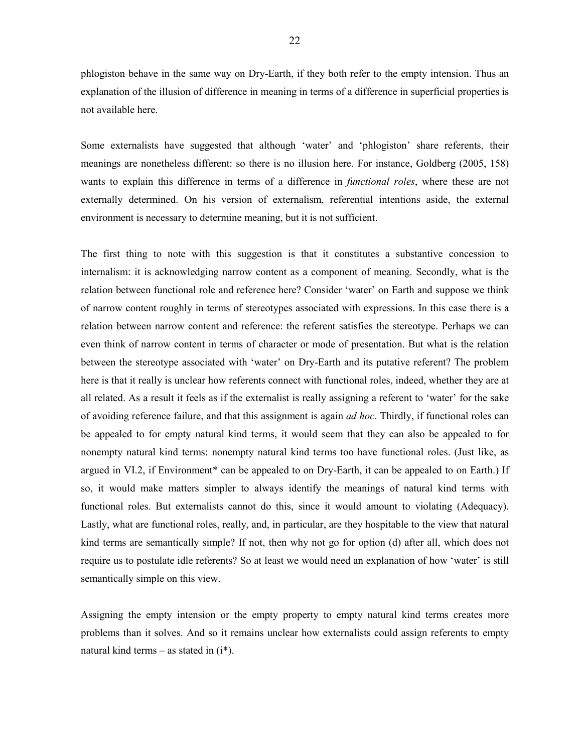phlogiston behave in the same way on Dry-Earth, if they both refer to the empty intension. Thus an explanation of the illusion of difference in meaning in terms of a difference in superficial properties is not available here.

Some externalists have suggested that although 'water' and 'phlogiston' share referents, their meanings are nonetheless different: so there is no illusion here. For instance, Goldberg (2005, 158) wants to explain this difference in terms of a difference in *functional roles*, where these are not externally determined. On his version of externalism, referential intentions aside, the external environment is necessary to determine meaning, but it is not sufficient.

The first thing to note with this suggestion is that it constitutes a substantive concession to internalism: it is acknowledging narrow content as a component of meaning. Secondly, what is the relation between functional role and reference here? Consider 'water' on Earth and suppose we think of narrow content roughly in terms of stereotypes associated with expressions. In this case there is a relation between narrow content and reference: the referent satisfies the stereotype. Perhaps we can even think of narrow content in terms of character or mode of presentation. But what is the relation between the stereotype associated with 'water' on Dry-Earth and its putative referent? The problem here is that it really is unclear how referents connect with functional roles, indeed, whether they are at all related. As a result it feels as if the externalist is really assigning a referent to 'water' for the sake of avoiding reference failure, and that this assignment is again *ad hoc*. Thirdly, if functional roles can be appealed to for empty natural kind terms, it would seem that they can also be appealed to for nonempty natural kind terms: nonempty natural kind terms too have functional roles. (Just like, as argued in VI.2, if Environment* can be appealed to on Dry-Earth, it can be appealed to on Earth.) If so, it would make matters simpler to always identify the meanings of natural kind terms with functional roles. But externalists cannot do this, since it would amount to violating (Adequacy). Lastly, what are functional roles, really, and, in particular, are they hospitable to the view that natural kind terms are semantically simple? If not, then why not go for option (d) after all, which does not require us to postulate idle referents? So at least we would need an explanation of how 'water' is still semantically simple on this view.

Assigning the empty intension or the empty property to empty natural kind terms creates more problems than it solves. And so it remains unclear how externalists could assign referents to empty natural kind terms – as stated in (i*).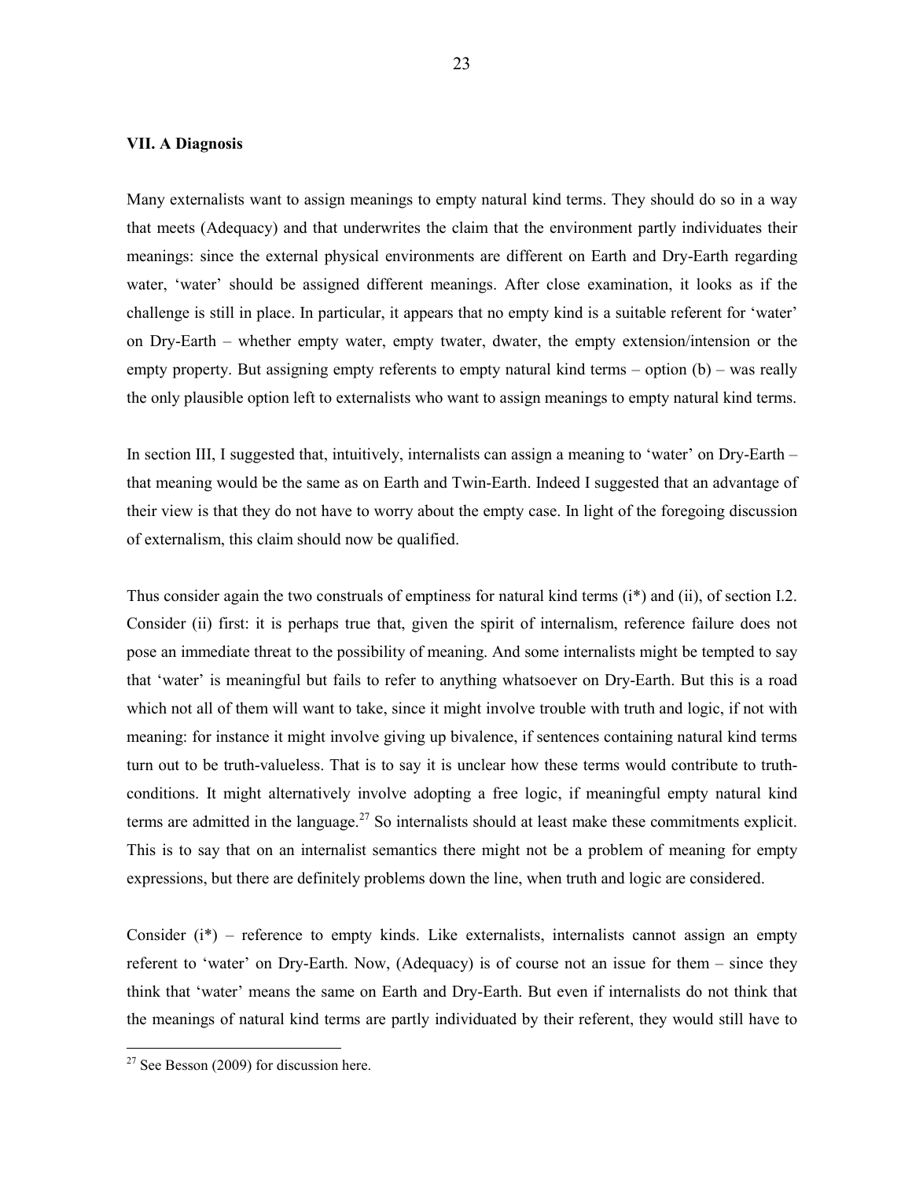### VII. A Diagnosis

Many externalists want to assign meanings to empty natural kind terms. They should do so in a way that meets (Adequacy) and that underwrites the claim that the environment partly individuates their meanings: since the external physical environments are different on Earth and Dry-Earth regarding water, 'water' should be assigned different meanings. After close examination, it looks as if the challenge is still in place. In particular, it appears that no empty kind is a suitable referent for 'water' on Dry-Earth – whether empty water, empty twater, dwater, the empty extension/intension or the empty property. But assigning empty referents to empty natural kind terms – option (b) – was really the only plausible option left to externalists who want to assign meanings to empty natural kind terms.

In section III, I suggested that, intuitively, internalists can assign a meaning to 'water' on Dry-Earth – that meaning would be the same as on Earth and Twin-Earth. Indeed I suggested that an advantage of their view is that they do not have to worry about the empty case. In light of the foregoing discussion of externalism, this claim should now be qualified.

Thus consider again the two construals of emptiness for natural kind terms (i*) and (ii), of section I.2. Consider (ii) first: it is perhaps true that, given the spirit of internalism, reference failure does not pose an immediate threat to the possibility of meaning. And some internalists might be tempted to say that 'water' is meaningful but fails to refer to anything whatsoever on Dry-Earth. But this is a road which not all of them will want to take, since it might involve trouble with truth and logic, if not with meaning: for instance it might involve giving up bivalence, if sentences containing natural kind terms turn out to be truth-valueless. That is to say it is unclear how these terms would contribute to truth-conditions. It might alternatively involve adopting a free logic, if meaningful empty natural kind terms are admitted in the language.[27] So internalists should at least make these commitments explicit. This is to say that on an internalist semantics there might not be a problem of meaning for empty expressions, but there are definitely problems down the line, when truth and logic are considered.

Consider (i*) – reference to empty kinds. Like externalists, internalists cannot assign an empty referent to 'water' on Dry-Earth. Now, (Adequacy) is of course not an issue for them – since they think that 'water' means the same on Earth and Dry-Earth. But even if internalists do not think that the meanings of natural kind terms are partly individuated by their referent, they would still have to

[27] See Besson (2009) for discussion here.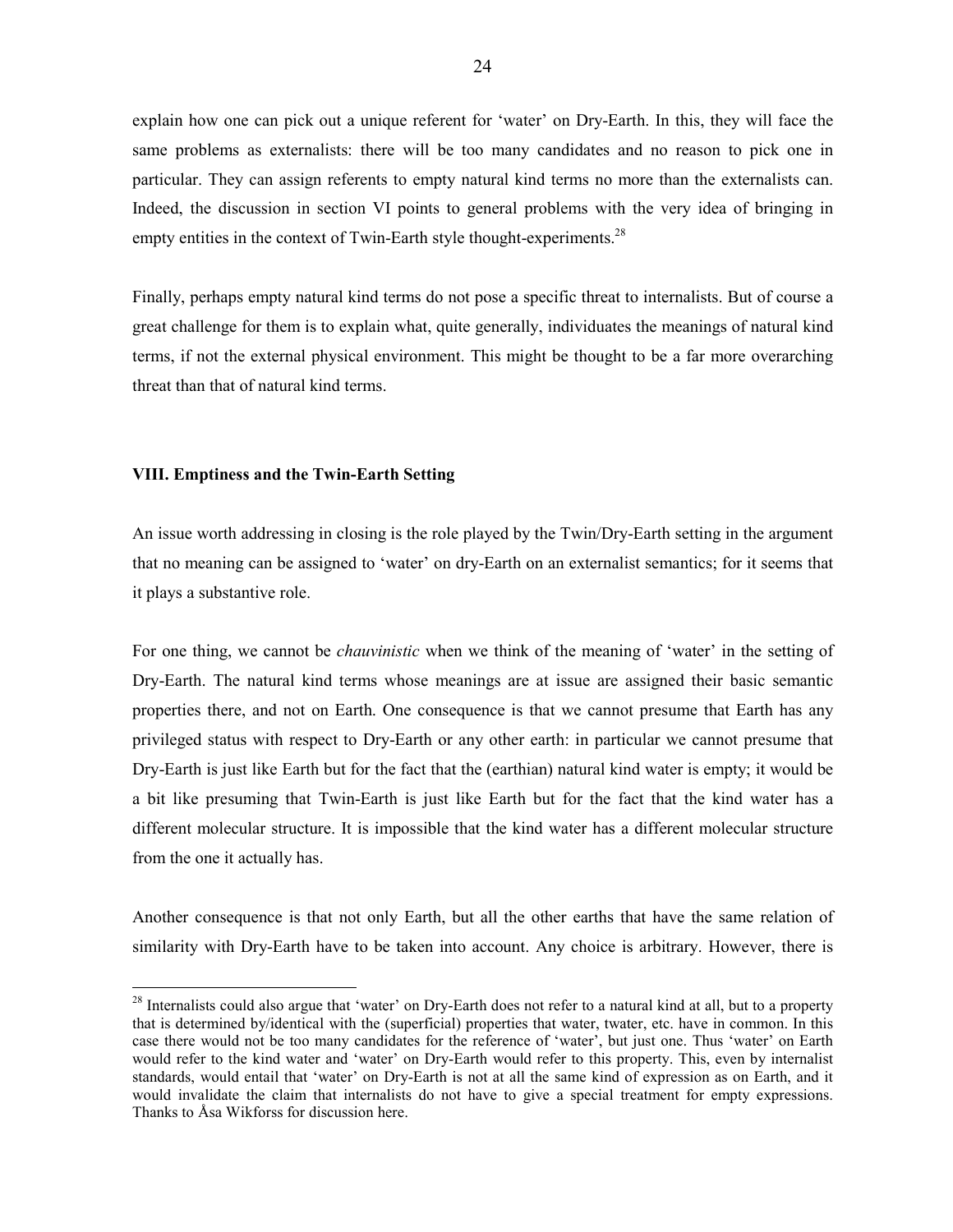explain how one can pick out a unique referent for 'water' on Dry-Earth. In this, they will face the same problems as externalists: there will be too many candidates and no reason to pick one in particular. They can assign referents to empty natural kind terms no more than the externalists can. Indeed, the discussion in section VI points to general problems with the very idea of bringing in empty entities in the context of Twin-Earth style thought-experiments.[28]

Finally, perhaps empty natural kind terms do not pose a specific threat to internalists. But of course a great challenge for them is to explain what, quite generally, individuates the meanings of natural kind terms, if not the external physical environment. This might be thought to be a far more overarching threat than that of natural kind terms.

## VIII. Emptiness and the Twin-Earth Setting

An issue worth addressing in closing is the role played by the Twin/Dry-Earth setting in the argument that no meaning can be assigned to 'water' on dry-Earth on an externalist semantics; for it seems that it plays a substantive role.

For one thing, we cannot be *chauvinistic* when we think of the meaning of 'water' in the setting of Dry-Earth. The natural kind terms whose meanings are at issue are assigned their basic semantic properties there, and not on Earth. One consequence is that we cannot presume that Earth has any privileged status with respect to Dry-Earth or any other earth: in particular we cannot presume that Dry-Earth is just like Earth but for the fact that the (earthian) natural kind water is empty; it would be a bit like presuming that Twin-Earth is just like Earth but for the fact that the kind water has a different molecular structure. It is impossible that the kind water has a different molecular structure from the one it actually has.

Another consequence is that not only Earth, but all the other earths that have the same relation of similarity with Dry-Earth have to be taken into account. Any choice is arbitrary. However, there is

[28] Internalists could also argue that 'water' on Dry-Earth does not refer to a natural kind at all, but to a property that is determined by/identical with the (superficial) properties that water, twater, etc. have in common. In this case there would not be too many candidates for the reference of 'water', but just one. Thus 'water' on Earth would refer to the kind water and 'water' on Dry-Earth would refer to this property. This, even by internalist standards, would entail that 'water' on Dry-Earth is not at all the same kind of expression as on Earth, and it would invalidate the claim that internalists do not have to give a special treatment for empty expressions. Thanks to Åsa Wikforss for discussion here.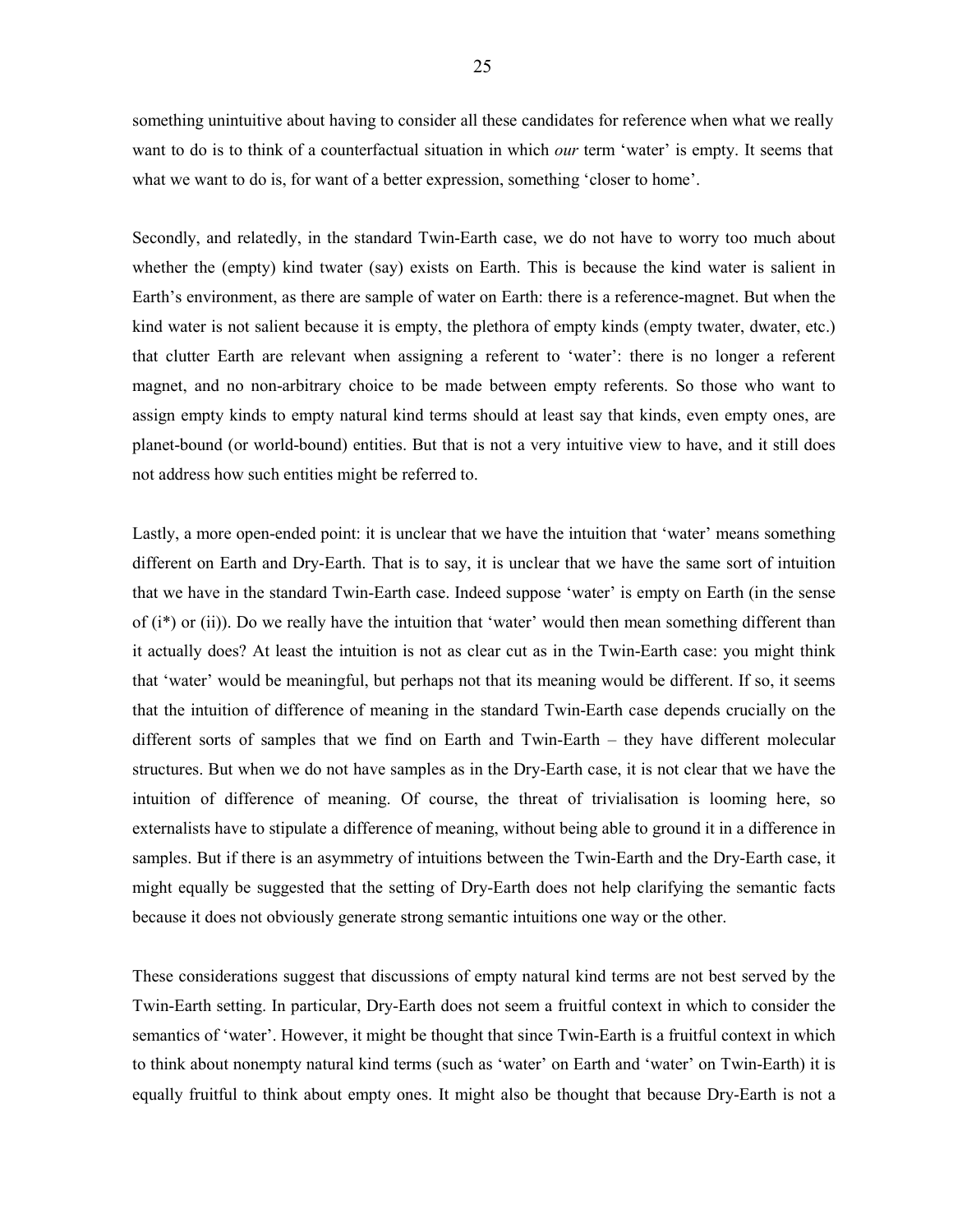something unintuitive about having to consider all these candidates for reference when what we really want to do is to think of a counterfactual situation in which *our* term 'water' is empty. It seems that what we want to do is, for want of a better expression, something 'closer to home'.

Secondly, and relatedly, in the standard Twin-Earth case, we do not have to worry too much about whether the (empty) kind twater (say) exists on Earth. This is because the kind water is salient in Earth's environment, as there are sample of water on Earth: there is a reference-magnet. But when the kind water is not salient because it is empty, the plethora of empty kinds (empty twater, dwater, etc.) that clutter Earth are relevant when assigning a referent to 'water': there is no longer a referent magnet, and no non-arbitrary choice to be made between empty referents. So those who want to assign empty kinds to empty natural kind terms should at least say that kinds, even empty ones, are planet-bound (or world-bound) entities. But that is not a very intuitive view to have, and it still does not address how such entities might be referred to.

Lastly, a more open-ended point: it is unclear that we have the intuition that 'water' means something different on Earth and Dry-Earth. That is to say, it is unclear that we have the same sort of intuition that we have in the standard Twin-Earth case. Indeed suppose 'water' is empty on Earth (in the sense of (i*) or (ii)). Do we really have the intuition that 'water' would then mean something different than it actually does? At least the intuition is not as clear cut as in the Twin-Earth case: you might think that 'water' would be meaningful, but perhaps not that its meaning would be different. If so, it seems that the intuition of difference of meaning in the standard Twin-Earth case depends crucially on the different sorts of samples that we find on Earth and Twin-Earth – they have different molecular structures. But when we do not have samples as in the Dry-Earth case, it is not clear that we have the intuition of difference of meaning. Of course, the threat of trivialisation is looming here, so externalists have to stipulate a difference of meaning, without being able to ground it in a difference in samples. But if there is an asymmetry of intuitions between the Twin-Earth and the Dry-Earth case, it might equally be suggested that the setting of Dry-Earth does not help clarifying the semantic facts because it does not obviously generate strong semantic intuitions one way or the other.

These considerations suggest that discussions of empty natural kind terms are not best served by the Twin-Earth setting. In particular, Dry-Earth does not seem a fruitful context in which to consider the semantics of 'water'. However, it might be thought that since Twin-Earth is a fruitful context in which to think about nonempty natural kind terms (such as 'water' on Earth and 'water' on Twin-Earth) it is equally fruitful to think about empty ones. It might also be thought that because Dry-Earth is not a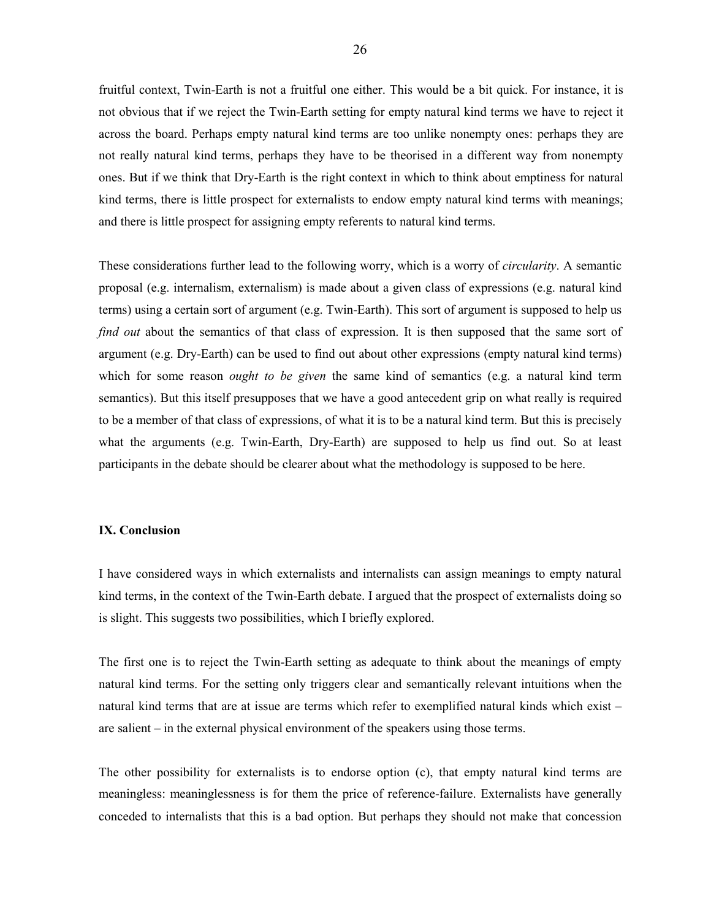fruitful context, Twin-Earth is not a fruitful one either. This would be a bit quick. For instance, it is not obvious that if we reject the Twin-Earth setting for empty natural kind terms we have to reject it across the board. Perhaps empty natural kind terms are too unlike nonempty ones: perhaps they are not really natural kind terms, perhaps they have to be theorised in a different way from nonempty ones. But if we think that Dry-Earth is the right context in which to think about emptiness for natural kind terms, there is little prospect for externalists to endow empty natural kind terms with meanings; and there is little prospect for assigning empty referents to natural kind terms.

These considerations further lead to the following worry, which is a worry of *circularity*. A semantic proposal (e.g. internalism, externalism) is made about a given class of expressions (e.g. natural kind terms) using a certain sort of argument (e.g. Twin-Earth). This sort of argument is supposed to help us *find out* about the semantics of that class of expression. It is then supposed that the same sort of argument (e.g. Dry-Earth) can be used to find out about other expressions (empty natural kind terms) which for some reason *ought to be given* the same kind of semantics (e.g. a natural kind term semantics). But this itself presupposes that we have a good antecedent grip on what really is required to be a member of that class of expressions, of what it is to be a natural kind term. But this is precisely what the arguments (e.g. Twin-Earth, Dry-Earth) are supposed to help us find out. So at least participants in the debate should be clearer about what the methodology is supposed to be here.

## IX. Conclusion

I have considered ways in which externalists and internalists can assign meanings to empty natural kind terms, in the context of the Twin-Earth debate. I argued that the prospect of externalists doing so is slight. This suggests two possibilities, which I briefly explored.

The first one is to reject the Twin-Earth setting as adequate to think about the meanings of empty natural kind terms. For the setting only triggers clear and semantically relevant intuitions when the natural kind terms that are at issue are terms which refer to exemplified natural kinds which exist – are salient – in the external physical environment of the speakers using those terms.

The other possibility for externalists is to endorse option (c), that empty natural kind terms are meaningless: meaninglessness is for them the price of reference-failure. Externalists have generally conceded to internalists that this is a bad option. But perhaps they should not make that concession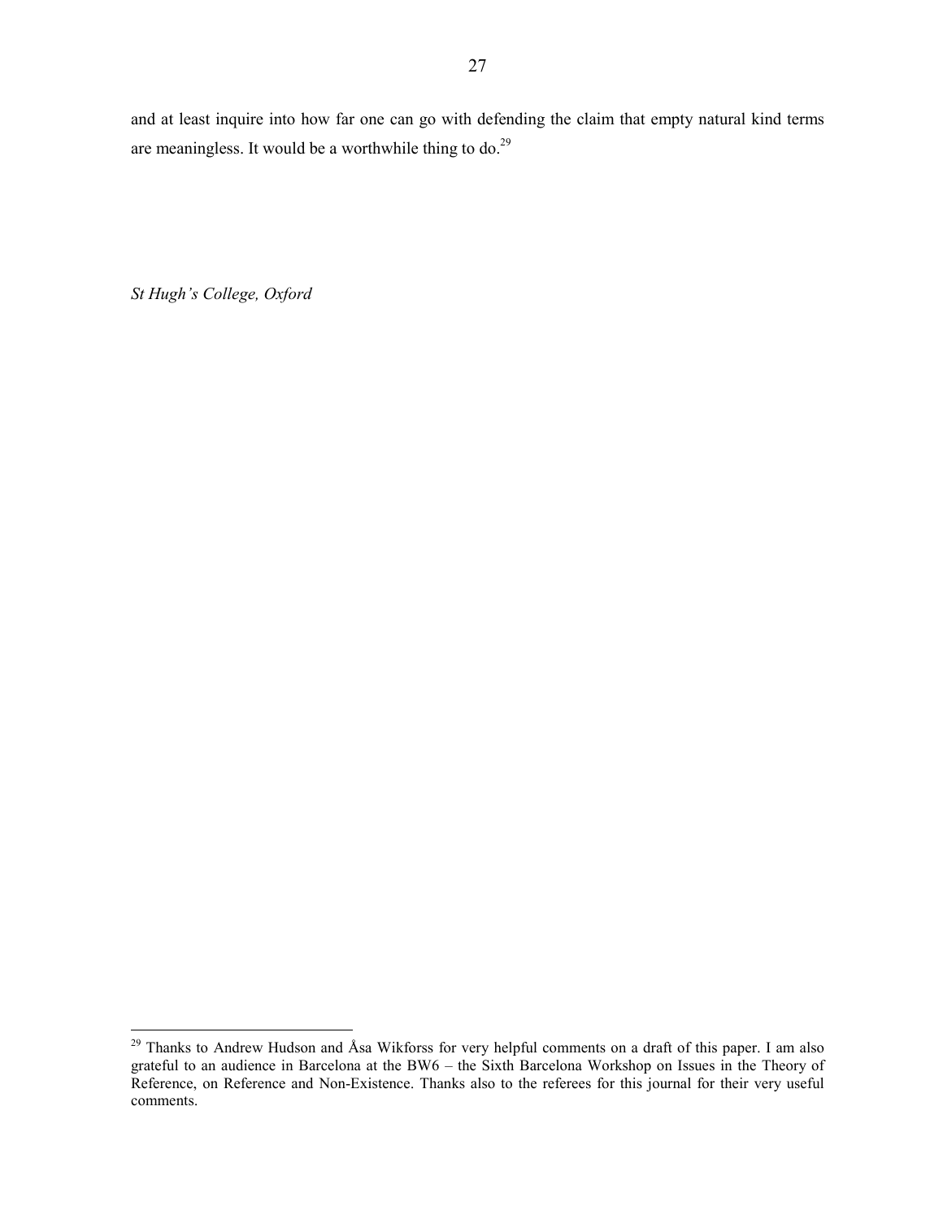and at least inquire into how far one can go with defending the claim that empty natural kind terms are meaningless. It would be a worthwhile thing to do.[29]

*St Hugh's College, Oxford*

---

[29] Thanks to Andrew Hudson and Åsa Wikforss for very helpful comments on a draft of this paper. I am also grateful to an audience in Barcelona at the BW6 – the Sixth Barcelona Workshop on Issues in the Theory of Reference, on Reference and Non-Existence. Thanks also to the referees for this journal for their very useful comments.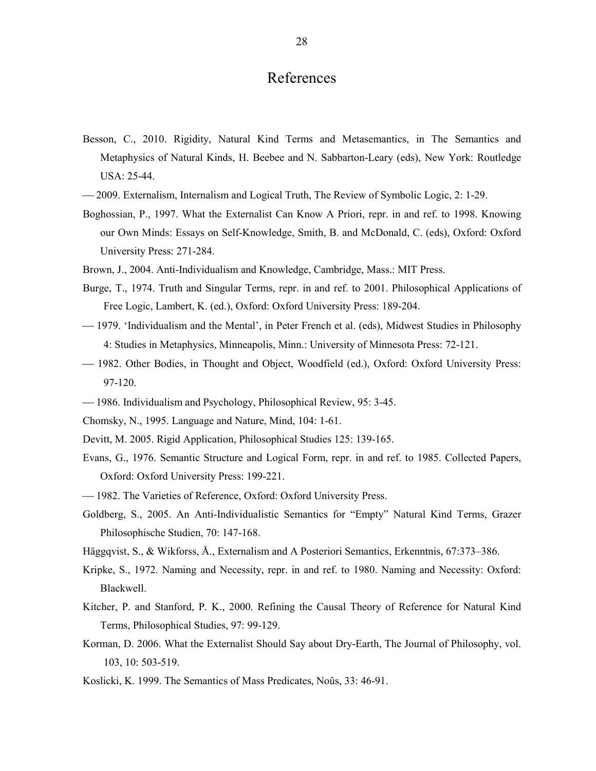# References

Besson, C., 2010. Rigidity, Natural Kind Terms and Metasemantics, in The Semantics and Metaphysics of Natural Kinds, H. Beebee and N. Sabbarton-Leary (eds), New York: Routledge USA: 25-44.

— 2009. Externalism, Internalism and Logical Truth, The Review of Symbolic Logic, 2: 1-29.

Boghossian, P., 1997. What the Externalist Can Know A Priori, repr. in and ref. to 1998. Knowing our Own Minds: Essays on Self-Knowledge, Smith, B. and McDonald, C. (eds), Oxford: Oxford University Press: 271-284.

Brown, J., 2004. Anti-Individualism and Knowledge, Cambridge, Mass.: MIT Press.

Burge, T., 1974. Truth and Singular Terms, repr. in and ref. to 2001. Philosophical Applications of Free Logic, Lambert, K. (ed.), Oxford: Oxford University Press: 189-204.

— 1979. 'Individualism and the Mental', in Peter French et al. (eds), Midwest Studies in Philosophy 4: Studies in Metaphysics, Minneapolis, Minn.: University of Minnesota Press: 72-121.

— 1982. Other Bodies, in Thought and Object, Woodfield (ed.), Oxford: Oxford University Press: 97-120.

— 1986. Individualism and Psychology, Philosophical Review, 95: 3-45.

Chomsky, N., 1995. Language and Nature, Mind, 104: 1-61.

Devitt, M. 2005. Rigid Application, Philosophical Studies 125: 139-165.

Evans, G., 1976. Semantic Structure and Logical Form, repr. in and ref. to 1985. Collected Papers, Oxford: Oxford University Press: 199-221.

— 1982. The Varieties of Reference, Oxford: Oxford University Press.

Goldberg, S., 2005. An Anti-Individualistic Semantics for "Empty" Natural Kind Terms, Grazer Philosophische Studien, 70: 147-168.

Häggqvist, S., & Wikforss, Å., Externalism and A Posteriori Semantics, Erkenntnis, 67:373–386.

Kripke, S., 1972. Naming and Necessity, repr. in and ref. to 1980. Naming and Necessity: Oxford: Blackwell.

Kitcher, P. and Stanford, P. K., 2000. Refining the Causal Theory of Reference for Natural Kind Terms, Philosophical Studies, 97: 99-129.

Korman, D. 2006. What the Externalist Should Say about Dry-Earth, The Journal of Philosophy, vol. 103, 10: 503-519.

Koslicki, K. 1999. The Semantics of Mass Predicates, Noûs, 33: 46-91.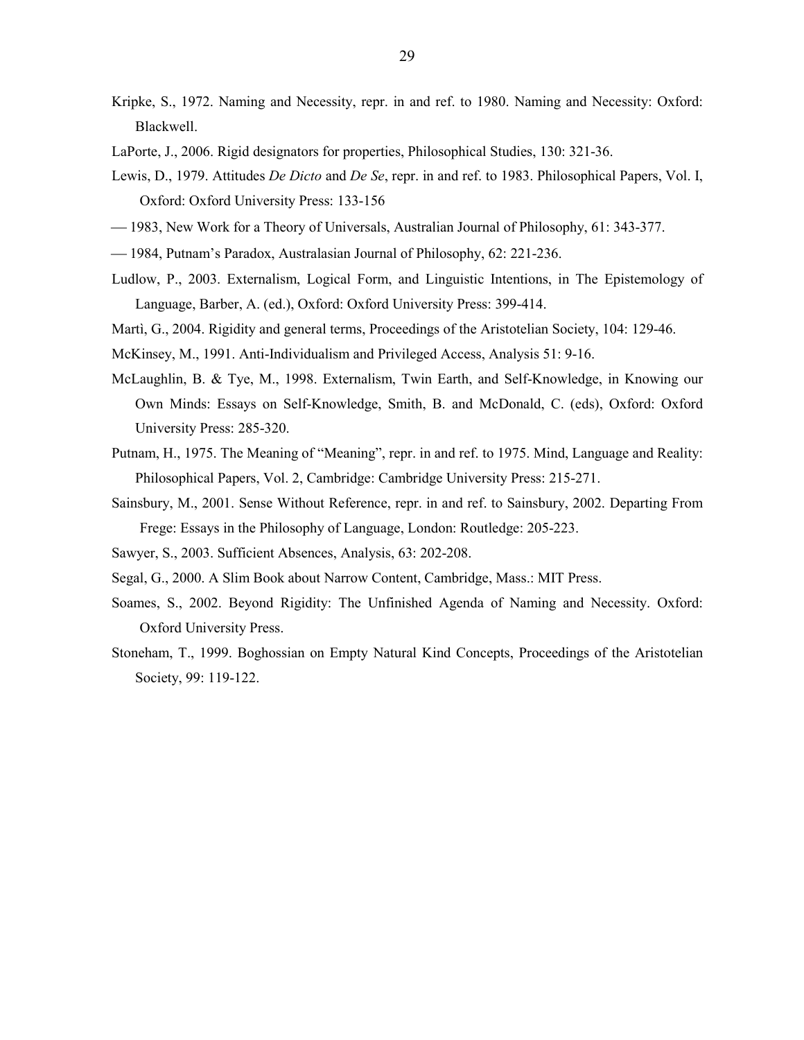Kripke, S., 1972. Naming and Necessity, repr. in and ref. to 1980. Naming and Necessity: Oxford: Blackwell.

LaPorte, J., 2006. Rigid designators for properties, Philosophical Studies, 130: 321-36.

Lewis, D., 1979. Attitudes *De Dicto* and *De Se*, repr. in and ref. to 1983. Philosophical Papers, Vol. I, Oxford: Oxford University Press: 133-156

— 1983, New Work for a Theory of Universals, Australian Journal of Philosophy, 61: 343-377.

— 1984, Putnam's Paradox, Australasian Journal of Philosophy, 62: 221-236.

Ludlow, P., 2003. Externalism, Logical Form, and Linguistic Intentions, in The Epistemology of Language, Barber, A. (ed.), Oxford: Oxford University Press: 399-414.

Martì, G., 2004. Rigidity and general terms, Proceedings of the Aristotelian Society, 104: 129-46.

McKinsey, M., 1991. Anti-Individualism and Privileged Access, Analysis 51: 9-16.

McLaughlin, B. & Tye, M., 1998. Externalism, Twin Earth, and Self-Knowledge, in Knowing our Own Minds: Essays on Self-Knowledge, Smith, B. and McDonald, C. (eds), Oxford: Oxford University Press: 285-320.

Putnam, H., 1975. The Meaning of "Meaning", repr. in and ref. to 1975. Mind, Language and Reality: Philosophical Papers, Vol. 2, Cambridge: Cambridge University Press: 215-271.

Sainsbury, M., 2001. Sense Without Reference, repr. in and ref. to Sainsbury, 2002. Departing From Frege: Essays in the Philosophy of Language, London: Routledge: 205-223.

Sawyer, S., 2003. Sufficient Absences, Analysis, 63: 202-208.

Segal, G., 2000. A Slim Book about Narrow Content, Cambridge, Mass.: MIT Press.

Soames, S., 2002. Beyond Rigidity: The Unfinished Agenda of Naming and Necessity. Oxford: Oxford University Press.

Stoneham, T., 1999. Boghossian on Empty Natural Kind Concepts, Proceedings of the Aristotelian Society, 99: 119-122.